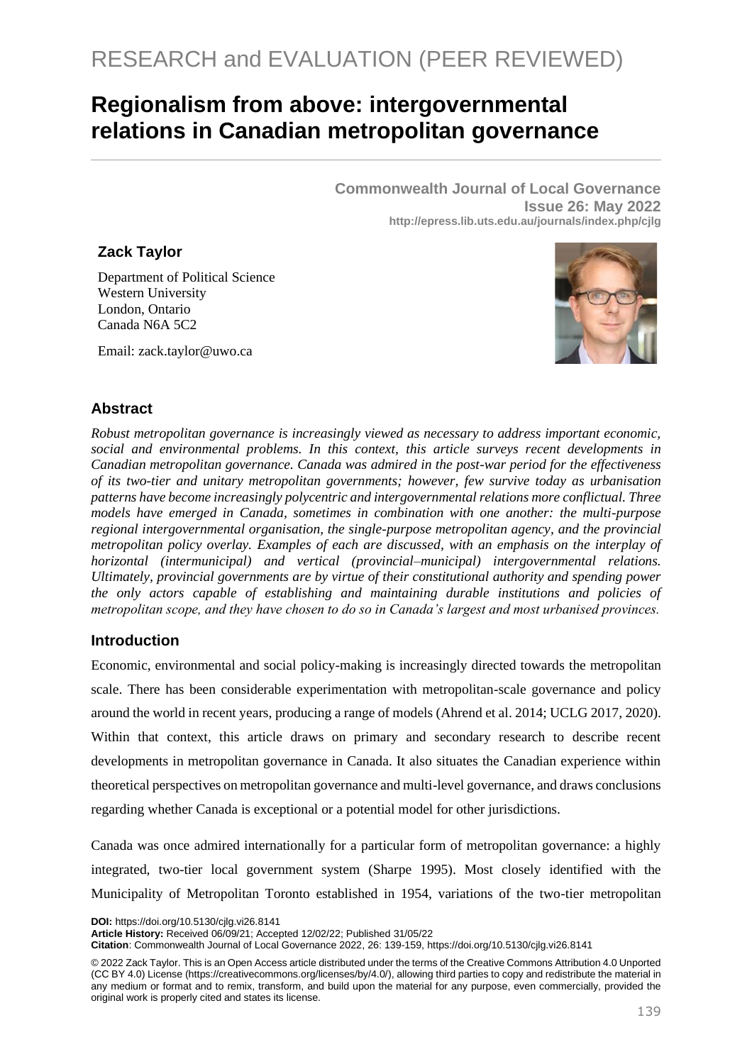RESEARCH and EVALUATION (PEER REVIEWED)

# Regionalism from above: intergovernmental relations in Canadian metropolitan governance

**Commonwealth Journal of Local Governance**
**Issue 26: May 2022**
**http://epress.lib.uts.edu.au/journals/index.php/cjlg**

**Zack Taylor**

Department of Political Science
Western University
London, Ontario
Canada N6A 5C2

Email: zack.taylor@uwo.ca

## Abstract

*Robust metropolitan governance is increasingly viewed as necessary to address important economic, social and environmental problems. In this context, this article surveys recent developments in Canadian metropolitan governance. Canada was admired in the post-war period for the effectiveness of its two-tier and unitary metropolitan governments; however, few survive today as urbanisation patterns have become increasingly polycentric and intergovernmental relations more conflictual. Three models have emerged in Canada, sometimes in combination with one another: the multi-purpose regional intergovernmental organisation, the single-purpose metropolitan agency, and the provincial metropolitan policy overlay. Examples of each are discussed, with an emphasis on the interplay of horizontal (intermunicipal) and vertical (provincial–municipal) intergovernmental relations. Ultimately, provincial governments are by virtue of their constitutional authority and spending power the only actors capable of establishing and maintaining durable institutions and policies of metropolitan scope, and they have chosen to do so in Canada's largest and most urbanised provinces.*

## Introduction

Economic, environmental and social policy-making is increasingly directed towards the metropolitan scale. There has been considerable experimentation with metropolitan-scale governance and policy around the world in recent years, producing a range of models (Ahrend et al. 2014; UCLG 2017, 2020). Within that context, this article draws on primary and secondary research to describe recent developments in metropolitan governance in Canada. It also situates the Canadian experience within theoretical perspectives on metropolitan governance and multi-level governance, and draws conclusions regarding whether Canada is exceptional or a potential model for other jurisdictions.

Canada was once admired internationally for a particular form of metropolitan governance: a highly integrated, two-tier local government system (Sharpe 1995). Most closely identified with the Municipality of Metropolitan Toronto established in 1954, variations of the two-tier metropolitan

**DOI:** https://doi.org/10.5130/cjlg.vi26.8141
**Article History:** Received 06/09/21; Accepted 12/02/22; Published 31/05/22
**Citation**: Commonwealth Journal of Local Governance 2022, 26: 139-159, https://doi.org/10.5130/cjlg.vi26.8141

© 2022 Zack Taylor. This is an Open Access article distributed under the terms of the Creative Commons Attribution 4.0 Unported (CC BY 4.0) License (https://creativecommons.org/licenses/by/4.0/), allowing third parties to copy and redistribute the material in any medium or format and to remix, transform, and build upon the material for any purpose, even commercially, provided the original work is properly cited and states its license.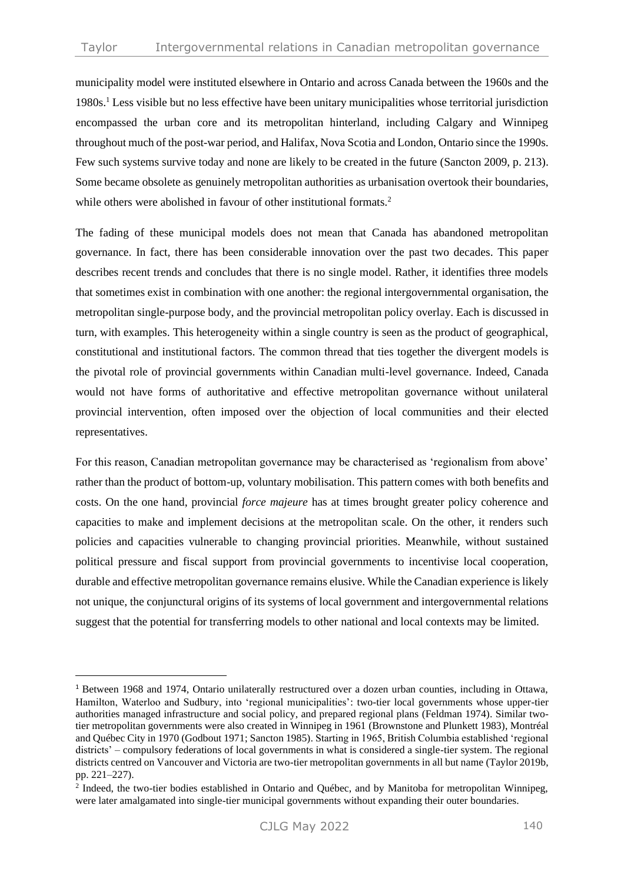municipality model were instituted elsewhere in Ontario and across Canada between the 1960s and the 1980s.[1] Less visible but no less effective have been unitary municipalities whose territorial jurisdiction encompassed the urban core and its metropolitan hinterland, including Calgary and Winnipeg throughout much of the post-war period, and Halifax, Nova Scotia and London, Ontario since the 1990s. Few such systems survive today and none are likely to be created in the future (Sancton 2009, p. 213). Some became obsolete as genuinely metropolitan authorities as urbanisation overtook their boundaries, while others were abolished in favour of other institutional formats.[2]

The fading of these municipal models does not mean that Canada has abandoned metropolitan governance. In fact, there has been considerable innovation over the past two decades. This paper describes recent trends and concludes that there is no single model. Rather, it identifies three models that sometimes exist in combination with one another: the regional intergovernmental organisation, the metropolitan single-purpose body, and the provincial metropolitan policy overlay. Each is discussed in turn, with examples. This heterogeneity within a single country is seen as the product of geographical, constitutional and institutional factors. The common thread that ties together the divergent models is the pivotal role of provincial governments within Canadian multi-level governance. Indeed, Canada would not have forms of authoritative and effective metropolitan governance without unilateral provincial intervention, often imposed over the objection of local communities and their elected representatives.

For this reason, Canadian metropolitan governance may be characterised as 'regionalism from above' rather than the product of bottom-up, voluntary mobilisation. This pattern comes with both benefits and costs. On the one hand, provincial *force majeure* has at times brought greater policy coherence and capacities to make and implement decisions at the metropolitan scale. On the other, it renders such policies and capacities vulnerable to changing provincial priorities. Meanwhile, without sustained political pressure and fiscal support from provincial governments to incentivise local cooperation, durable and effective metropolitan governance remains elusive. While the Canadian experience is likely not unique, the conjunctural origins of its systems of local government and intergovernmental relations suggest that the potential for transferring models to other national and local contexts may be limited.

---

[1] Between 1968 and 1974, Ontario unilaterally restructured over a dozen urban counties, including in Ottawa, Hamilton, Waterloo and Sudbury, into 'regional municipalities': two-tier local governments whose upper-tier authorities managed infrastructure and social policy, and prepared regional plans (Feldman 1974). Similar two-tier metropolitan governments were also created in Winnipeg in 1961 (Brownstone and Plunkett 1983), Montréal and Québec City in 1970 (Godbout 1971; Sancton 1985). Starting in 1965, British Columbia established 'regional districts' – compulsory federations of local governments in what is considered a single-tier system. The regional districts centred on Vancouver and Victoria are two-tier metropolitan governments in all but name (Taylor 2019b, pp. 221–227).

[2] Indeed, the two-tier bodies established in Ontario and Québec, and by Manitoba for metropolitan Winnipeg, were later amalgamated into single-tier municipal governments without expanding their outer boundaries.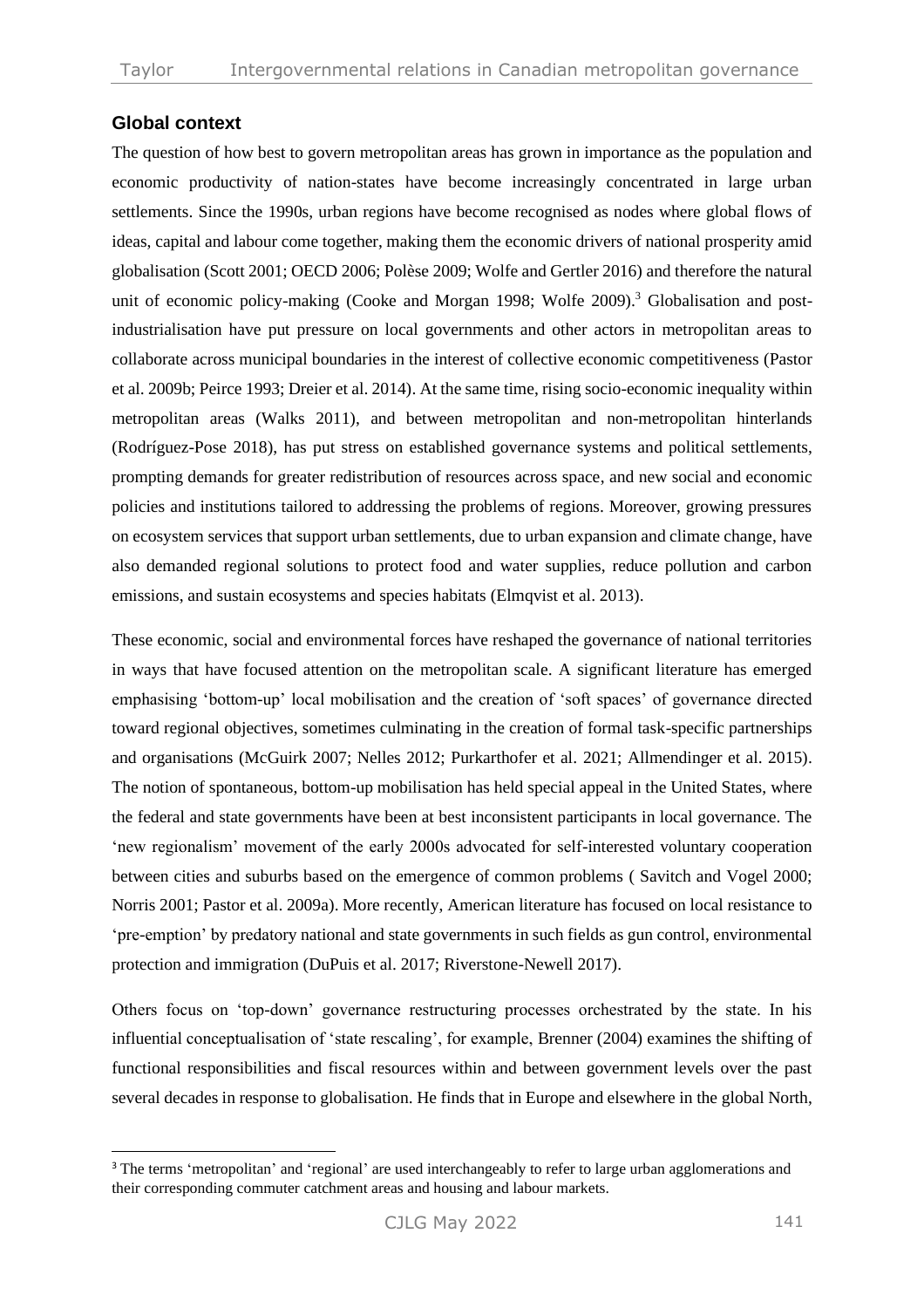## Global context

The question of how best to govern metropolitan areas has grown in importance as the population and economic productivity of nation-states have become increasingly concentrated in large urban settlements. Since the 1990s, urban regions have become recognised as nodes where global flows of ideas, capital and labour come together, making them the economic drivers of national prosperity amid globalisation (Scott 2001; OECD 2006; Polèse 2009; Wolfe and Gertler 2016) and therefore the natural unit of economic policy-making (Cooke and Morgan 1998; Wolfe 2009).[3] Globalisation and post-industrialisation have put pressure on local governments and other actors in metropolitan areas to collaborate across municipal boundaries in the interest of collective economic competitiveness (Pastor et al. 2009b; Peirce 1993; Dreier et al. 2014). At the same time, rising socio-economic inequality within metropolitan areas (Walks 2011), and between metropolitan and non-metropolitan hinterlands (Rodríguez-Pose 2018), has put stress on established governance systems and political settlements, prompting demands for greater redistribution of resources across space, and new social and economic policies and institutions tailored to addressing the problems of regions. Moreover, growing pressures on ecosystem services that support urban settlements, due to urban expansion and climate change, have also demanded regional solutions to protect food and water supplies, reduce pollution and carbon emissions, and sustain ecosystems and species habitats (Elmqvist et al. 2013).

These economic, social and environmental forces have reshaped the governance of national territories in ways that have focused attention on the metropolitan scale. A significant literature has emerged emphasising 'bottom-up' local mobilisation and the creation of 'soft spaces' of governance directed toward regional objectives, sometimes culminating in the creation of formal task-specific partnerships and organisations (McGuirk 2007; Nelles 2012; Purkarthofer et al. 2021; Allmendinger et al. 2015). The notion of spontaneous, bottom-up mobilisation has held special appeal in the United States, where the federal and state governments have been at best inconsistent participants in local governance. The 'new regionalism' movement of the early 2000s advocated for self-interested voluntary cooperation between cities and suburbs based on the emergence of common problems ( Savitch and Vogel 2000; Norris 2001; Pastor et al. 2009a). More recently, American literature has focused on local resistance to 'pre-emption' by predatory national and state governments in such fields as gun control, environmental protection and immigration (DuPuis et al. 2017; Riverstone-Newell 2017).

Others focus on 'top-down' governance restructuring processes orchestrated by the state. In his influential conceptualisation of 'state rescaling', for example, Brenner (2004) examines the shifting of functional responsibilities and fiscal resources within and between government levels over the past several decades in response to globalisation. He finds that in Europe and elsewhere in the global North,

[3] The terms 'metropolitan' and 'regional' are used interchangeably to refer to large urban agglomerations and their corresponding commuter catchment areas and housing and labour markets.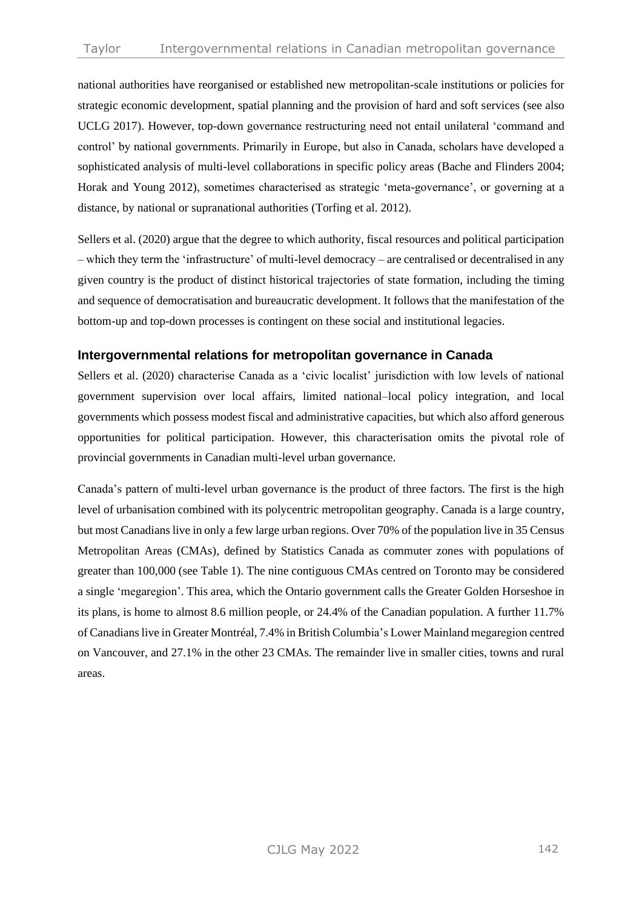national authorities have reorganised or established new metropolitan-scale institutions or policies for strategic economic development, spatial planning and the provision of hard and soft services (see also UCLG 2017). However, top-down governance restructuring need not entail unilateral 'command and control' by national governments. Primarily in Europe, but also in Canada, scholars have developed a sophisticated analysis of multi-level collaborations in specific policy areas (Bache and Flinders 2004; Horak and Young 2012), sometimes characterised as strategic 'meta-governance', or governing at a distance, by national or supranational authorities (Torfing et al. 2012).

Sellers et al. (2020) argue that the degree to which authority, fiscal resources and political participation – which they term the 'infrastructure' of multi-level democracy – are centralised or decentralised in any given country is the product of distinct historical trajectories of state formation, including the timing and sequence of democratisation and bureaucratic development. It follows that the manifestation of the bottom-up and top-down processes is contingent on these social and institutional legacies.

## Intergovernmental relations for metropolitan governance in Canada

Sellers et al. (2020) characterise Canada as a 'civic localist' jurisdiction with low levels of national government supervision over local affairs, limited national–local policy integration, and local governments which possess modest fiscal and administrative capacities, but which also afford generous opportunities for political participation. However, this characterisation omits the pivotal role of provincial governments in Canadian multi-level urban governance.

Canada's pattern of multi-level urban governance is the product of three factors. The first is the high level of urbanisation combined with its polycentric metropolitan geography. Canada is a large country, but most Canadians live in only a few large urban regions. Over 70% of the population live in 35 Census Metropolitan Areas (CMAs), defined by Statistics Canada as commuter zones with populations of greater than 100,000 (see Table 1). The nine contiguous CMAs centred on Toronto may be considered a single 'megaregion'. This area, which the Ontario government calls the Greater Golden Horseshoe in its plans, is home to almost 8.6 million people, or 24.4% of the Canadian population. A further 11.7% of Canadians live in Greater Montréal, 7.4% in British Columbia's Lower Mainland megaregion centred on Vancouver, and 27.1% in the other 23 CMAs. The remainder live in smaller cities, towns and rural areas.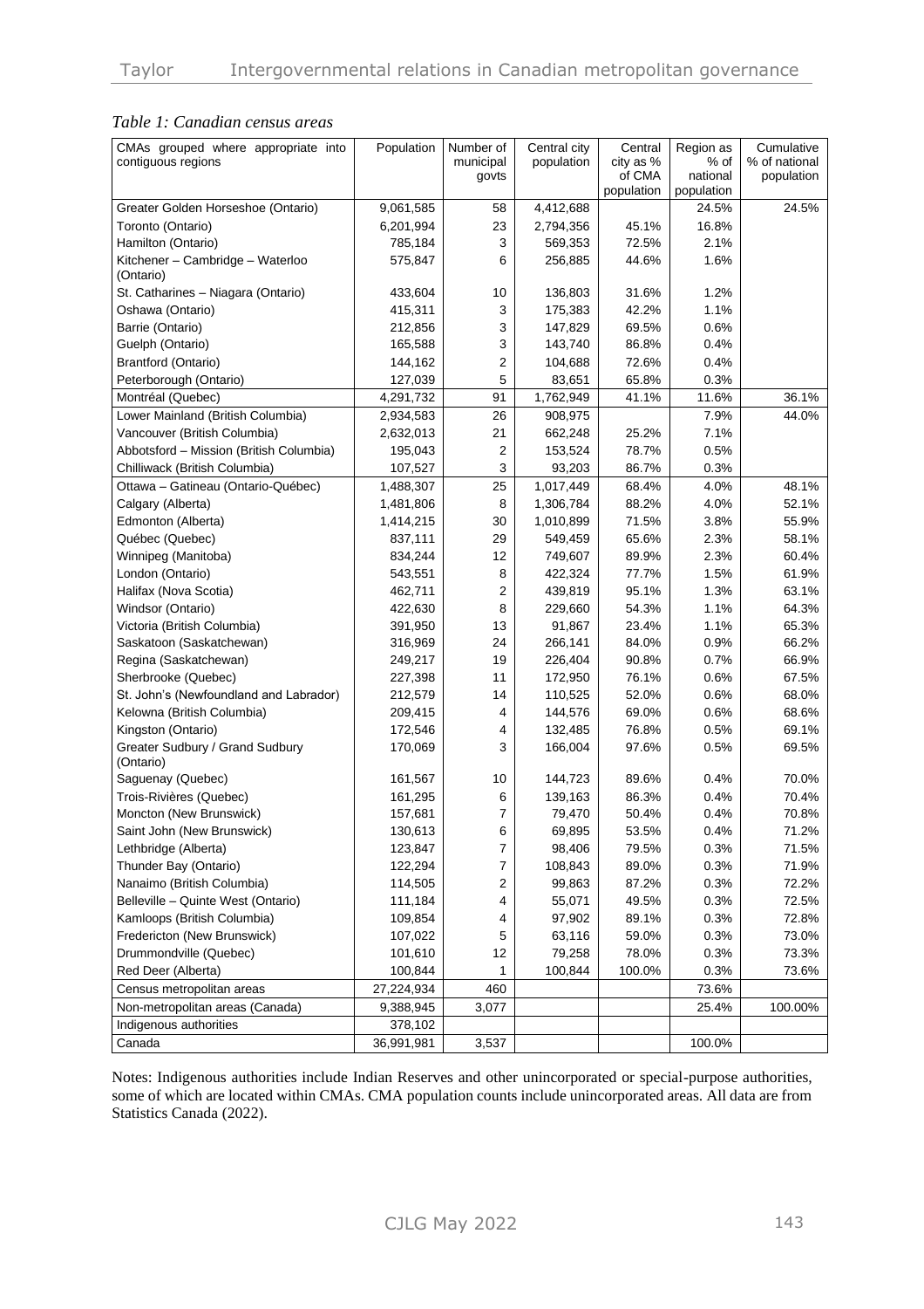*Table 1: Canadian census areas*

| CMAs grouped where appropriate into contiguous regions | Population | Number of municipal govts | Central city population | Central city as % of CMA population | Region as % of national population | Cumulative % of national population |
|---|---|---|---|---|---|---|
| Greater Golden Horseshoe (Ontario) | 9,061,585 | 58 | 4,412,688 | | 24.5% | 24.5% |
| Toronto (Ontario) | 6,201,994 | 23 | 2,794,356 | 45.1% | 16.8% | |
| Hamilton (Ontario) | 785,184 | 3 | 569,353 | 72.5% | 2.1% | |
| Kitchener – Cambridge – Waterloo (Ontario) | 575,847 | 6 | 256,885 | 44.6% | 1.6% | |
| St. Catharines – Niagara (Ontario) | 433,604 | 10 | 136,803 | 31.6% | 1.2% | |
| Oshawa (Ontario) | 415,311 | 3 | 175,383 | 42.2% | 1.1% | |
| Barrie (Ontario) | 212,856 | 3 | 147,829 | 69.5% | 0.6% | |
| Guelph (Ontario) | 165,588 | 3 | 143,740 | 86.8% | 0.4% | |
| Brantford (Ontario) | 144,162 | 2 | 104,688 | 72.6% | 0.4% | |
| Peterborough (Ontario) | 127,039 | 5 | 83,651 | 65.8% | 0.3% | |
| Montréal (Quebec) | 4,291,732 | 91 | 1,762,949 | 41.1% | 11.6% | 36.1% |
| Lower Mainland (British Columbia) | 2,934,583 | 26 | 908,975 | | 7.9% | 44.0% |
| Vancouver (British Columbia) | 2,632,013 | 21 | 662,248 | 25.2% | 7.1% | |
| Abbotsford – Mission (British Columbia) | 195,043 | 2 | 153,524 | 78.7% | 0.5% | |
| Chilliwack (British Columbia) | 107,527 | 3 | 93,203 | 86.7% | 0.3% | |
| Ottawa – Gatineau (Ontario-Québec) | 1,488,307 | 25 | 1,017,449 | 68.4% | 4.0% | 48.1% |
| Calgary (Alberta) | 1,481,806 | 8 | 1,306,784 | 88.2% | 4.0% | 52.1% |
| Edmonton (Alberta) | 1,414,215 | 30 | 1,010,899 | 71.5% | 3.8% | 55.9% |
| Québec (Quebec) | 837,111 | 29 | 549,459 | 65.6% | 2.3% | 58.1% |
| Winnipeg (Manitoba) | 834,244 | 12 | 749,607 | 89.9% | 2.3% | 60.4% |
| London (Ontario) | 543,551 | 8 | 422,324 | 77.7% | 1.5% | 61.9% |
| Halifax (Nova Scotia) | 462,711 | 2 | 439,819 | 95.1% | 1.3% | 63.1% |
| Windsor (Ontario) | 422,630 | 8 | 229,660 | 54.3% | 1.1% | 64.3% |
| Victoria (British Columbia) | 391,950 | 13 | 91,867 | 23.4% | 1.1% | 65.3% |
| Saskatoon (Saskatchewan) | 316,969 | 24 | 266,141 | 84.0% | 0.9% | 66.2% |
| Regina (Saskatchewan) | 249,217 | 19 | 226,404 | 90.8% | 0.7% | 66.9% |
| Sherbrooke (Quebec) | 227,398 | 11 | 172,950 | 76.1% | 0.6% | 67.5% |
| St. John's (Newfoundland and Labrador) | 212,579 | 14 | 110,525 | 52.0% | 0.6% | 68.0% |
| Kelowna (British Columbia) | 209,415 | 4 | 144,576 | 69.0% | 0.6% | 68.6% |
| Kingston (Ontario) | 172,546 | 4 | 132,485 | 76.8% | 0.5% | 69.1% |
| Greater Sudbury / Grand Sudbury (Ontario) | 170,069 | 3 | 166,004 | 97.6% | 0.5% | 69.5% |
| Saguenay (Quebec) | 161,567 | 10 | 144,723 | 89.6% | 0.4% | 70.0% |
| Trois-Rivières (Quebec) | 161,295 | 6 | 139,163 | 86.3% | 0.4% | 70.4% |
| Moncton (New Brunswick) | 157,681 | 7 | 79,470 | 50.4% | 0.4% | 70.8% |
| Saint John (New Brunswick) | 130,613 | 6 | 69,895 | 53.5% | 0.4% | 71.2% |
| Lethbridge (Alberta) | 123,847 | 7 | 98,406 | 79.5% | 0.3% | 71.5% |
| Thunder Bay (Ontario) | 122,294 | 7 | 108,843 | 89.0% | 0.3% | 71.9% |
| Nanaimo (British Columbia) | 114,505 | 2 | 99,863 | 87.2% | 0.3% | 72.2% |
| Belleville – Quinte West (Ontario) | 111,184 | 4 | 55,071 | 49.5% | 0.3% | 72.5% |
| Kamloops (British Columbia) | 109,854 | 4 | 97,902 | 89.1% | 0.3% | 72.8% |
| Fredericton (New Brunswick) | 107,022 | 5 | 63,116 | 59.0% | 0.3% | 73.0% |
| Drummondville (Quebec) | 101,610 | 12 | 79,258 | 78.0% | 0.3% | 73.3% |
| Red Deer (Alberta) | 100,844 | 1 | 100,844 | 100.0% | 0.3% | 73.6% |
| Census metropolitan areas | 27,224,934 | 460 | | | 73.6% | |
| Non-metropolitan areas (Canada) | 9,388,945 | 3,077 | | | 25.4% | 100.00% |
| Indigenous authorities | 378,102 | | | | | |
| Canada | 36,991,981 | 3,537 | | | 100.0% | |

Notes: Indigenous authorities include Indian Reserves and other unincorporated or special-purpose authorities, some of which are located within CMAs. CMA population counts include unincorporated areas. All data are from Statistics Canada (2022).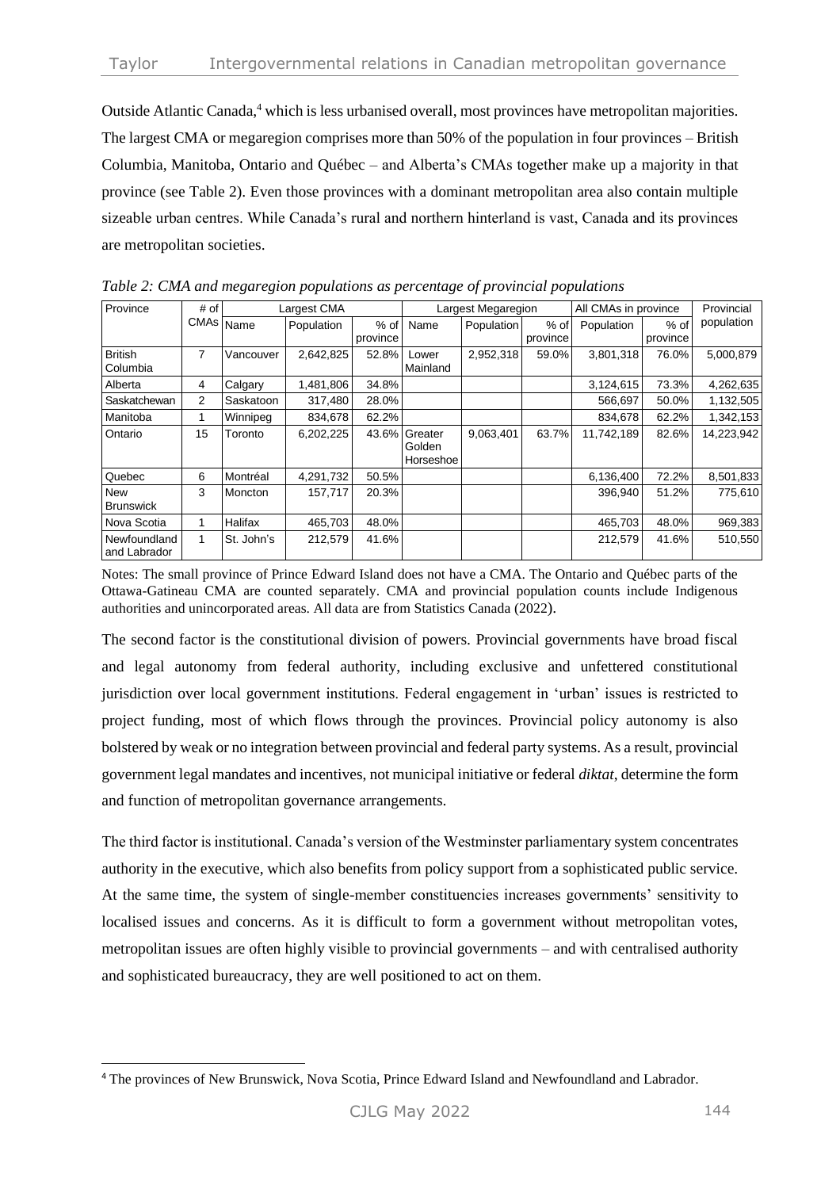Outside Atlantic Canada,[4] which is less urbanised overall, most provinces have metropolitan majorities. The largest CMA or megaregion comprises more than 50% of the population in four provinces – British Columbia, Manitoba, Ontario and Québec – and Alberta's CMAs together make up a majority in that province (see Table 2). Even those provinces with a dominant metropolitan area also contain multiple sizeable urban centres. While Canada's rural and northern hinterland is vast, Canada and its provinces are metropolitan societies.

*Table 2: CMA and megaregion populations as percentage of provincial populations*

| Province | # of CMAs | Largest CMA | | | Largest Megaregion | | | All CMAs in province | | Provincial population |
|---|---|---|---|---|---|---|---|---|---|---|
| | | Name | Population | % of province | Name | Population | % of province | Population | % of province | |
| British Columbia | 7 | Vancouver | 2,642,825 | 52.8% | Lower Mainland | 2,952,318 | 59.0% | 3,801,318 | 76.0% | 5,000,879 |
| Alberta | 4 | Calgary | 1,481,806 | 34.8% | | | | 3,124,615 | 73.3% | 4,262,635 |
| Saskatchewan | 2 | Saskatoon | 317,480 | 28.0% | | | | 566,697 | 50.0% | 1,132,505 |
| Manitoba | 1 | Winnipeg | 834,678 | 62.2% | | | | 834,678 | 62.2% | 1,342,153 |
| Ontario | 15 | Toronto | 6,202,225 | 43.6% | Greater Golden Horseshoe | 9,063,401 | 63.7% | 11,742,189 | 82.6% | 14,223,942 |
| Quebec | 6 | Montréal | 4,291,732 | 50.5% | | | | 6,136,400 | 72.2% | 8,501,833 |
| New Brunswick | 3 | Moncton | 157,717 | 20.3% | | | | 396,940 | 51.2% | 775,610 |
| Nova Scotia | 1 | Halifax | 465,703 | 48.0% | | | | 465,703 | 48.0% | 969,383 |
| Newfoundland and Labrador | 1 | St. John's | 212,579 | 41.6% | | | | 212,579 | 41.6% | 510,550 |

Notes: The small province of Prince Edward Island does not have a CMA. The Ontario and Québec parts of the Ottawa-Gatineau CMA are counted separately. CMA and provincial population counts include Indigenous authorities and unincorporated areas. All data are from Statistics Canada (2022).

The second factor is the constitutional division of powers. Provincial governments have broad fiscal and legal autonomy from federal authority, including exclusive and unfettered constitutional jurisdiction over local government institutions. Federal engagement in 'urban' issues is restricted to project funding, most of which flows through the provinces. Provincial policy autonomy is also bolstered by weak or no integration between provincial and federal party systems. As a result, provincial government legal mandates and incentives, not municipal initiative or federal *diktat*, determine the form and function of metropolitan governance arrangements.

The third factor is institutional. Canada's version of the Westminster parliamentary system concentrates authority in the executive, which also benefits from policy support from a sophisticated public service. At the same time, the system of single-member constituencies increases governments' sensitivity to localised issues and concerns. As it is difficult to form a government without metropolitan votes, metropolitan issues are often highly visible to provincial governments – and with centralised authority and sophisticated bureaucracy, they are well positioned to act on them.

[4] The provinces of New Brunswick, Nova Scotia, Prince Edward Island and Newfoundland and Labrador.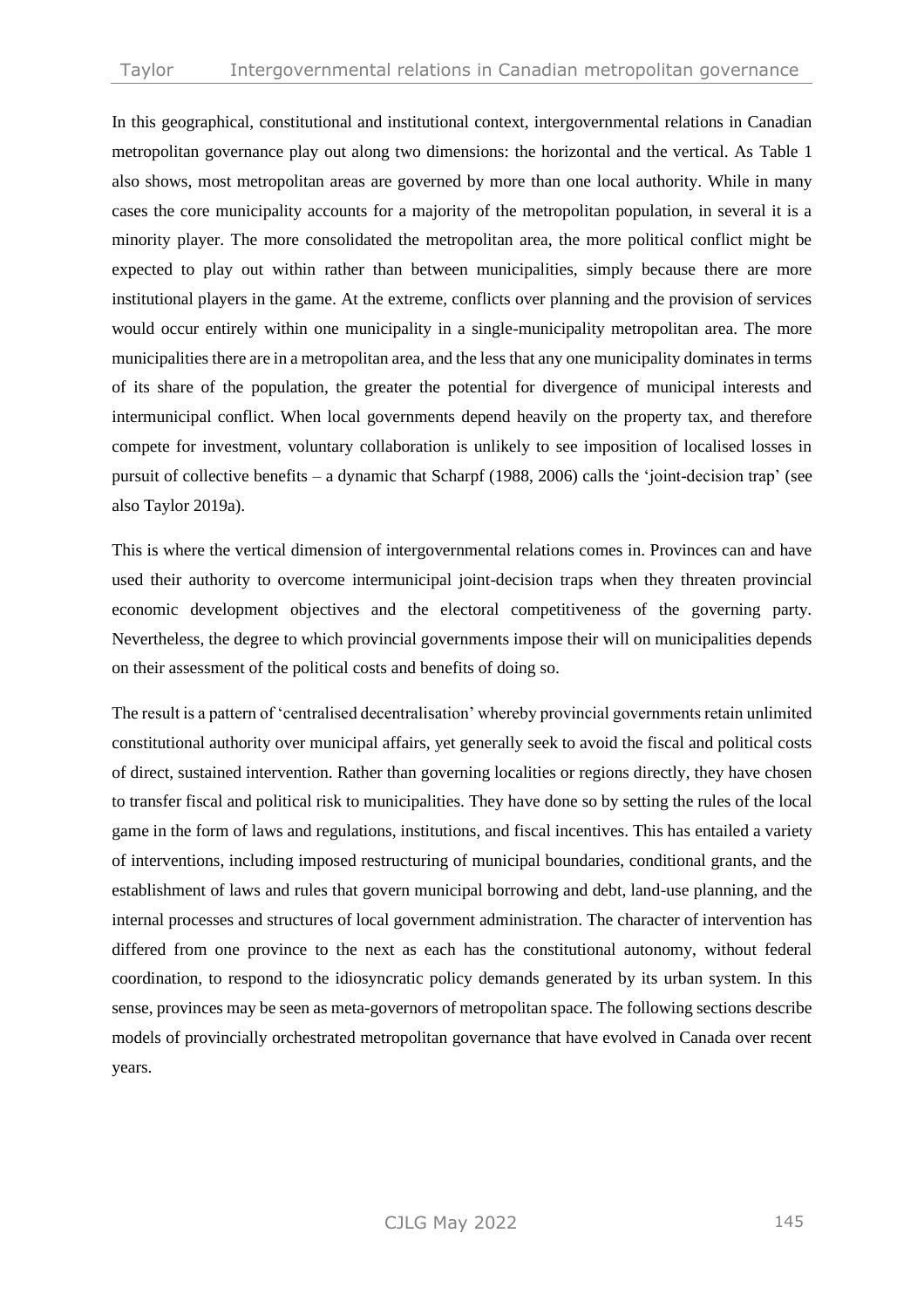In this geographical, constitutional and institutional context, intergovernmental relations in Canadian metropolitan governance play out along two dimensions: the horizontal and the vertical. As Table 1 also shows, most metropolitan areas are governed by more than one local authority. While in many cases the core municipality accounts for a majority of the metropolitan population, in several it is a minority player. The more consolidated the metropolitan area, the more political conflict might be expected to play out within rather than between municipalities, simply because there are more institutional players in the game. At the extreme, conflicts over planning and the provision of services would occur entirely within one municipality in a single-municipality metropolitan area. The more municipalities there are in a metropolitan area, and the less that any one municipality dominates in terms of its share of the population, the greater the potential for divergence of municipal interests and intermunicipal conflict. When local governments depend heavily on the property tax, and therefore compete for investment, voluntary collaboration is unlikely to see imposition of localised losses in pursuit of collective benefits – a dynamic that Scharpf (1988, 2006) calls the 'joint-decision trap' (see also Taylor 2019a).

This is where the vertical dimension of intergovernmental relations comes in. Provinces can and have used their authority to overcome intermunicipal joint-decision traps when they threaten provincial economic development objectives and the electoral competitiveness of the governing party. Nevertheless, the degree to which provincial governments impose their will on municipalities depends on their assessment of the political costs and benefits of doing so.

The result is a pattern of 'centralised decentralisation' whereby provincial governments retain unlimited constitutional authority over municipal affairs, yet generally seek to avoid the fiscal and political costs of direct, sustained intervention. Rather than governing localities or regions directly, they have chosen to transfer fiscal and political risk to municipalities. They have done so by setting the rules of the local game in the form of laws and regulations, institutions, and fiscal incentives. This has entailed a variety of interventions, including imposed restructuring of municipal boundaries, conditional grants, and the establishment of laws and rules that govern municipal borrowing and debt, land-use planning, and the internal processes and structures of local government administration. The character of intervention has differed from one province to the next as each has the constitutional autonomy, without federal coordination, to respond to the idiosyncratic policy demands generated by its urban system. In this sense, provinces may be seen as meta-governors of metropolitan space. The following sections describe models of provincially orchestrated metropolitan governance that have evolved in Canada over recent years.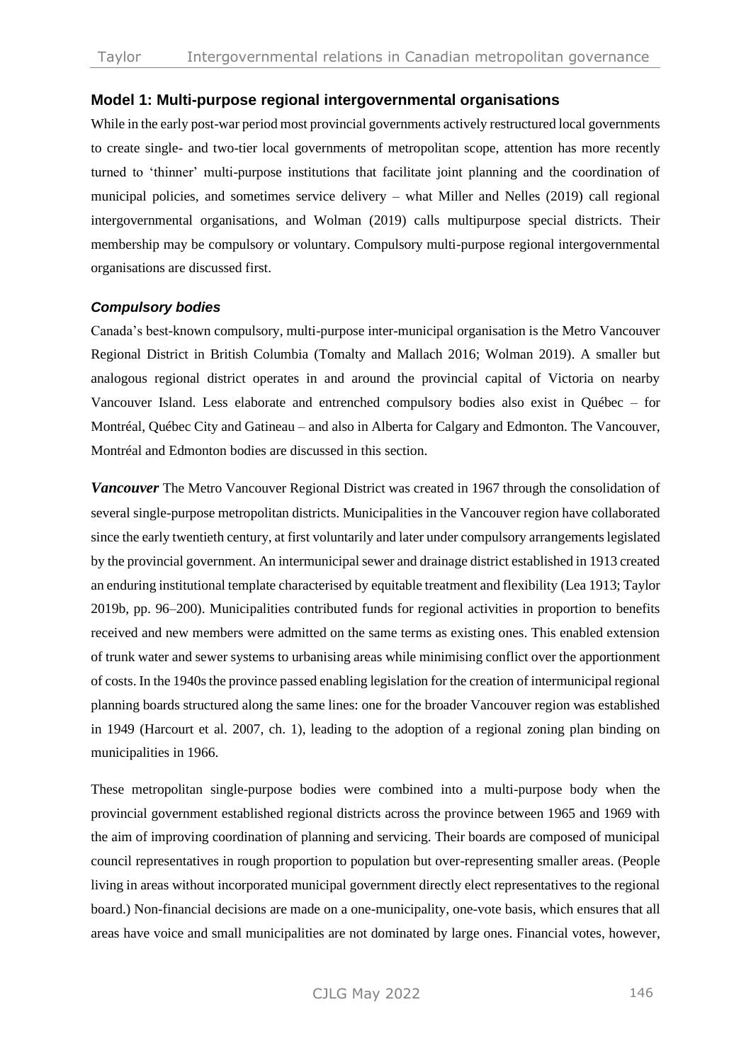## Model 1: Multi-purpose regional intergovernmental organisations

While in the early post-war period most provincial governments actively restructured local governments to create single- and two-tier local governments of metropolitan scope, attention has more recently turned to 'thinner' multi-purpose institutions that facilitate joint planning and the coordination of municipal policies, and sometimes service delivery – what Miller and Nelles (2019) call regional intergovernmental organisations, and Wolman (2019) calls multipurpose special districts. Their membership may be compulsory or voluntary. Compulsory multi-purpose regional intergovernmental organisations are discussed first.

### *Compulsory bodies*

Canada's best-known compulsory, multi-purpose inter-municipal organisation is the Metro Vancouver Regional District in British Columbia (Tomalty and Mallach 2016; Wolman 2019). A smaller but analogous regional district operates in and around the provincial capital of Victoria on nearby Vancouver Island. Less elaborate and entrenched compulsory bodies also exist in Québec – for Montréal, Québec City and Gatineau – and also in Alberta for Calgary and Edmonton. The Vancouver, Montréal and Edmonton bodies are discussed in this section.

***Vancouver*** The Metro Vancouver Regional District was created in 1967 through the consolidation of several single-purpose metropolitan districts. Municipalities in the Vancouver region have collaborated since the early twentieth century, at first voluntarily and later under compulsory arrangements legislated by the provincial government. An intermunicipal sewer and drainage district established in 1913 created an enduring institutional template characterised by equitable treatment and flexibility (Lea 1913; Taylor 2019b, pp. 96–200). Municipalities contributed funds for regional activities in proportion to benefits received and new members were admitted on the same terms as existing ones. This enabled extension of trunk water and sewer systems to urbanising areas while minimising conflict over the apportionment of costs. In the 1940s the province passed enabling legislation for the creation of intermunicipal regional planning boards structured along the same lines: one for the broader Vancouver region was established in 1949 (Harcourt et al. 2007, ch. 1), leading to the adoption of a regional zoning plan binding on municipalities in 1966.

These metropolitan single-purpose bodies were combined into a multi-purpose body when the provincial government established regional districts across the province between 1965 and 1969 with the aim of improving coordination of planning and servicing. Their boards are composed of municipal council representatives in rough proportion to population but over-representing smaller areas. (People living in areas without incorporated municipal government directly elect representatives to the regional board.) Non-financial decisions are made on a one-municipality, one-vote basis, which ensures that all areas have voice and small municipalities are not dominated by large ones. Financial votes, however,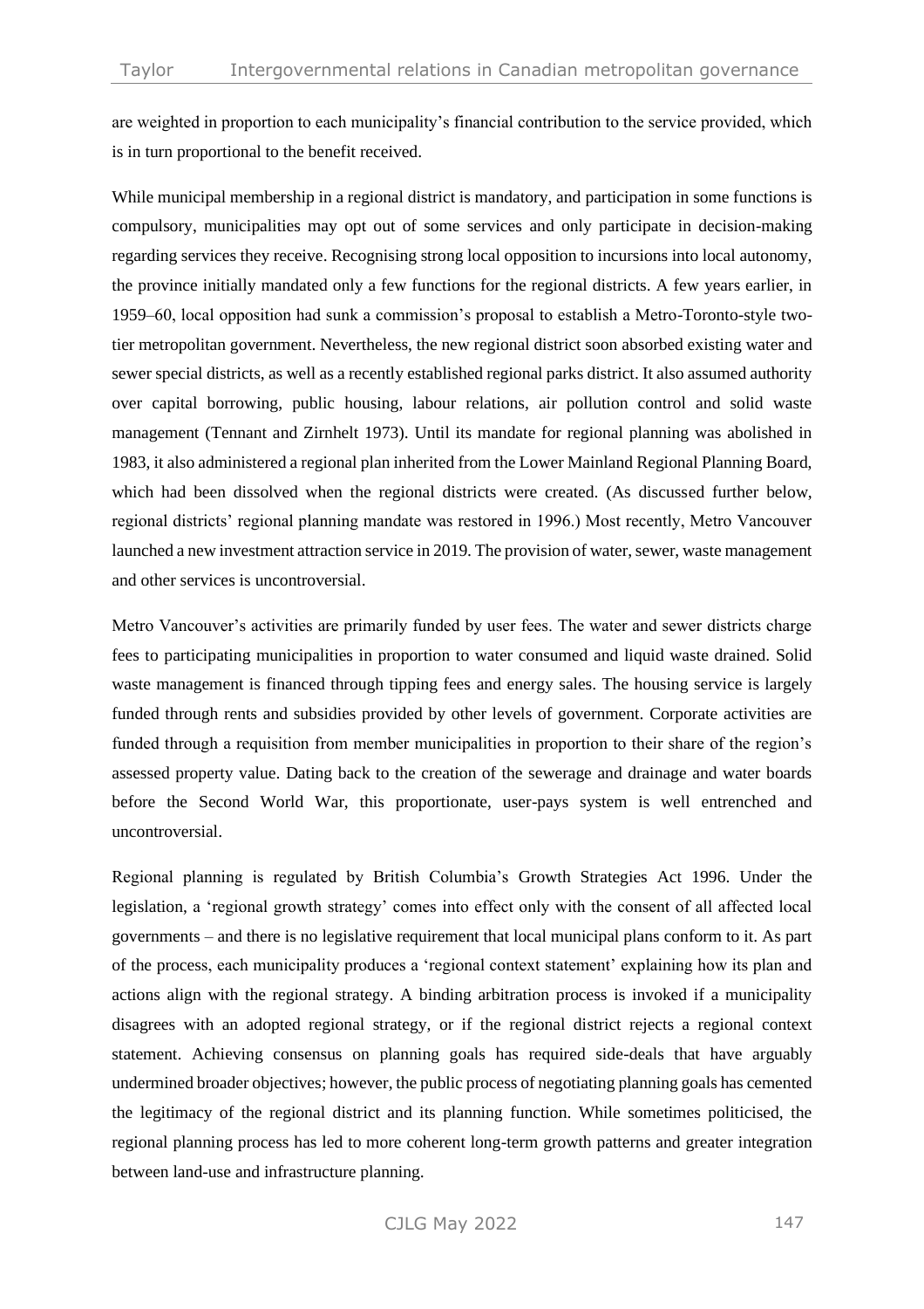are weighted in proportion to each municipality's financial contribution to the service provided, which is in turn proportional to the benefit received.

While municipal membership in a regional district is mandatory, and participation in some functions is compulsory, municipalities may opt out of some services and only participate in decision-making regarding services they receive. Recognising strong local opposition to incursions into local autonomy, the province initially mandated only a few functions for the regional districts. A few years earlier, in 1959–60, local opposition had sunk a commission's proposal to establish a Metro-Toronto-style two-tier metropolitan government. Nevertheless, the new regional district soon absorbed existing water and sewer special districts, as well as a recently established regional parks district. It also assumed authority over capital borrowing, public housing, labour relations, air pollution control and solid waste management (Tennant and Zirnhelt 1973). Until its mandate for regional planning was abolished in 1983, it also administered a regional plan inherited from the Lower Mainland Regional Planning Board, which had been dissolved when the regional districts were created. (As discussed further below, regional districts' regional planning mandate was restored in 1996.) Most recently, Metro Vancouver launched a new investment attraction service in 2019. The provision of water, sewer, waste management and other services is uncontroversial.

Metro Vancouver's activities are primarily funded by user fees. The water and sewer districts charge fees to participating municipalities in proportion to water consumed and liquid waste drained. Solid waste management is financed through tipping fees and energy sales. The housing service is largely funded through rents and subsidies provided by other levels of government. Corporate activities are funded through a requisition from member municipalities in proportion to their share of the region's assessed property value. Dating back to the creation of the sewerage and drainage and water boards before the Second World War, this proportionate, user-pays system is well entrenched and uncontroversial.

Regional planning is regulated by British Columbia's Growth Strategies Act 1996. Under the legislation, a 'regional growth strategy' comes into effect only with the consent of all affected local governments – and there is no legislative requirement that local municipal plans conform to it. As part of the process, each municipality produces a 'regional context statement' explaining how its plan and actions align with the regional strategy. A binding arbitration process is invoked if a municipality disagrees with an adopted regional strategy, or if the regional district rejects a regional context statement. Achieving consensus on planning goals has required side-deals that have arguably undermined broader objectives; however, the public process of negotiating planning goals has cemented the legitimacy of the regional district and its planning function. While sometimes politicised, the regional planning process has led to more coherent long-term growth patterns and greater integration between land-use and infrastructure planning.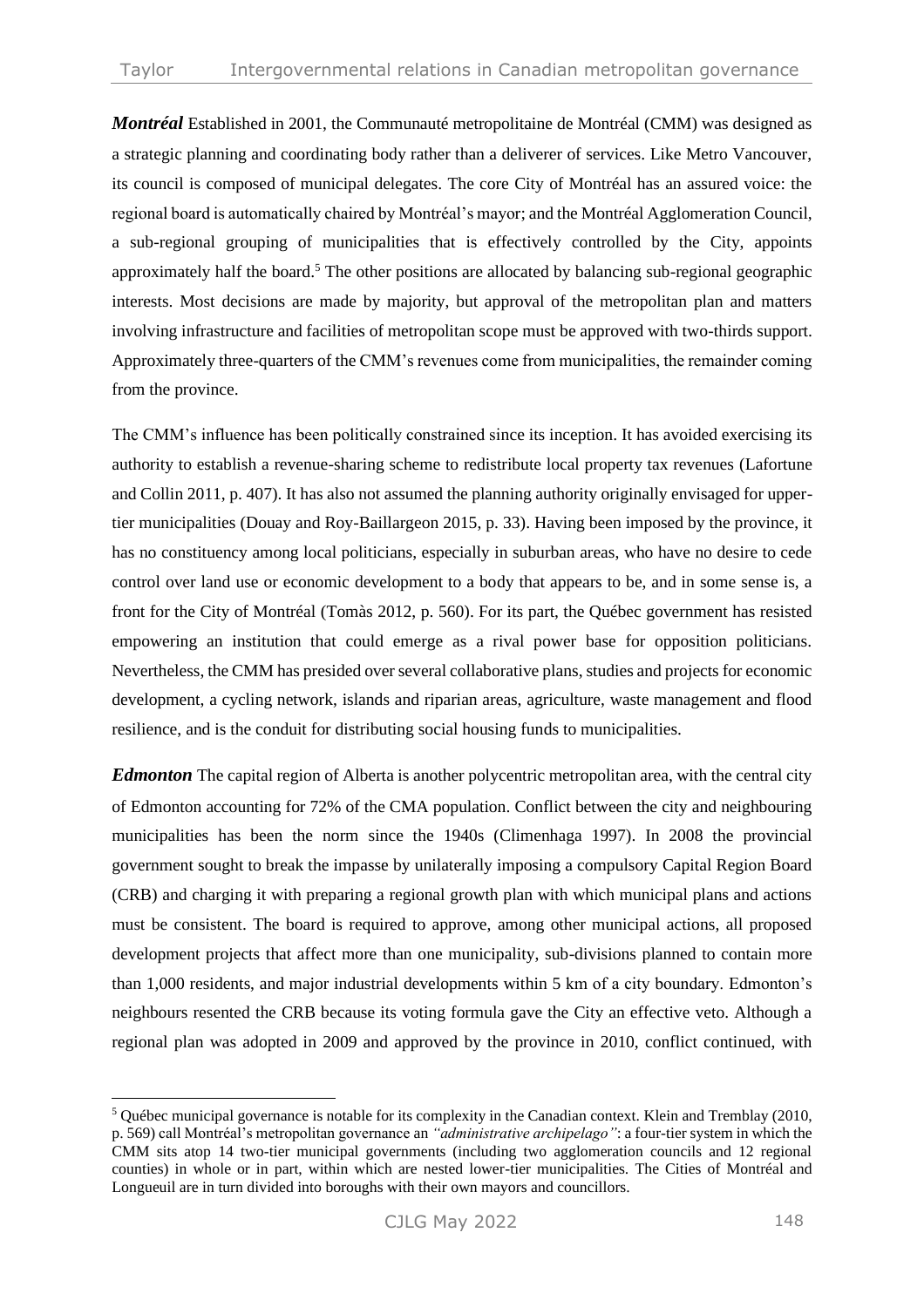***Montréal*** Established in 2001, the Communauté metropolitaine de Montréal (CMM) was designed as a strategic planning and coordinating body rather than a deliverer of services. Like Metro Vancouver, its council is composed of municipal delegates. The core City of Montréal has an assured voice: the regional board is automatically chaired by Montréal's mayor; and the Montréal Agglomeration Council, a sub-regional grouping of municipalities that is effectively controlled by the City, appoints approximately half the board.[5] The other positions are allocated by balancing sub-regional geographic interests. Most decisions are made by majority, but approval of the metropolitan plan and matters involving infrastructure and facilities of metropolitan scope must be approved with two-thirds support. Approximately three-quarters of the CMM's revenues come from municipalities, the remainder coming from the province.

The CMM's influence has been politically constrained since its inception. It has avoided exercising its authority to establish a revenue-sharing scheme to redistribute local property tax revenues (Lafortune and Collin 2011, p. 407). It has also not assumed the planning authority originally envisaged for upper-tier municipalities (Douay and Roy-Baillargeon 2015, p. 33). Having been imposed by the province, it has no constituency among local politicians, especially in suburban areas, who have no desire to cede control over land use or economic development to a body that appears to be, and in some sense is, a front for the City of Montréal (Tomàs 2012, p. 560). For its part, the Québec government has resisted empowering an institution that could emerge as a rival power base for opposition politicians. Nevertheless, the CMM has presided over several collaborative plans, studies and projects for economic development, a cycling network, islands and riparian areas, agriculture, waste management and flood resilience, and is the conduit for distributing social housing funds to municipalities.

***Edmonton*** The capital region of Alberta is another polycentric metropolitan area, with the central city of Edmonton accounting for 72% of the CMA population. Conflict between the city and neighbouring municipalities has been the norm since the 1940s (Climenhaga 1997). In 2008 the provincial government sought to break the impasse by unilaterally imposing a compulsory Capital Region Board (CRB) and charging it with preparing a regional growth plan with which municipal plans and actions must be consistent. The board is required to approve, among other municipal actions, all proposed development projects that affect more than one municipality, sub-divisions planned to contain more than 1,000 residents, and major industrial developments within 5 km of a city boundary. Edmonton's neighbours resented the CRB because its voting formula gave the City an effective veto. Although a regional plan was adopted in 2009 and approved by the province in 2010, conflict continued, with

[5] Québec municipal governance is notable for its complexity in the Canadian context. Klein and Tremblay (2010, p. 569) call Montréal's metropolitan governance an *"administrative archipelago"*: a four-tier system in which the CMM sits atop 14 two-tier municipal governments (including two agglomeration councils and 12 regional counties) in whole or in part, within which are nested lower-tier municipalities. The Cities of Montréal and Longueuil are in turn divided into boroughs with their own mayors and councillors.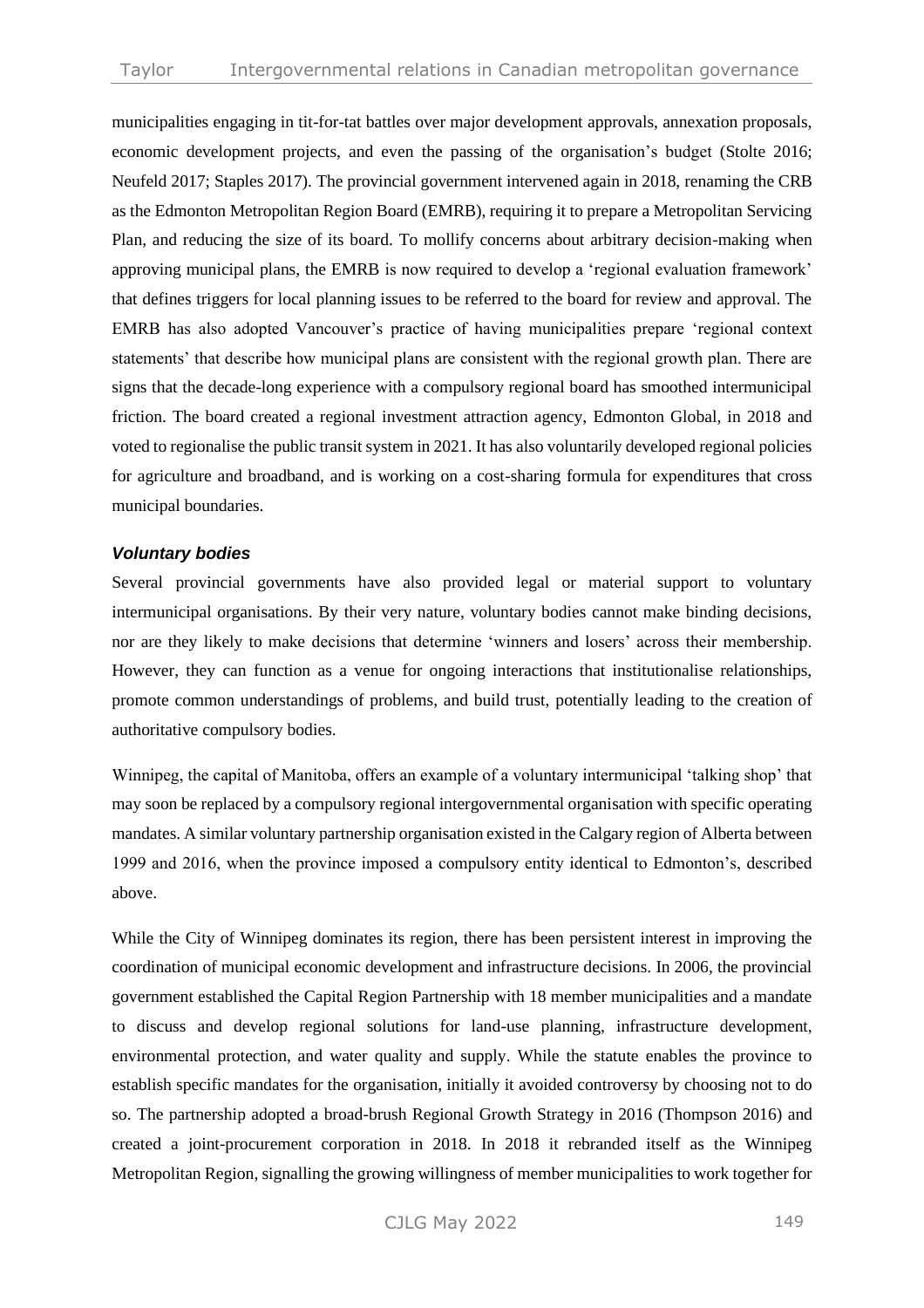municipalities engaging in tit-for-tat battles over major development approvals, annexation proposals, economic development projects, and even the passing of the organisation's budget (Stolte 2016; Neufeld 2017; Staples 2017). The provincial government intervened again in 2018, renaming the CRB as the Edmonton Metropolitan Region Board (EMRB), requiring it to prepare a Metropolitan Servicing Plan, and reducing the size of its board. To mollify concerns about arbitrary decision-making when approving municipal plans, the EMRB is now required to develop a 'regional evaluation framework' that defines triggers for local planning issues to be referred to the board for review and approval. The EMRB has also adopted Vancouver's practice of having municipalities prepare 'regional context statements' that describe how municipal plans are consistent with the regional growth plan. There are signs that the decade-long experience with a compulsory regional board has smoothed intermunicipal friction. The board created a regional investment attraction agency, Edmonton Global, in 2018 and voted to regionalise the public transit system in 2021. It has also voluntarily developed regional policies for agriculture and broadband, and is working on a cost-sharing formula for expenditures that cross municipal boundaries.

### *Voluntary bodies*

Several provincial governments have also provided legal or material support to voluntary intermunicipal organisations. By their very nature, voluntary bodies cannot make binding decisions, nor are they likely to make decisions that determine 'winners and losers' across their membership. However, they can function as a venue for ongoing interactions that institutionalise relationships, promote common understandings of problems, and build trust, potentially leading to the creation of authoritative compulsory bodies.

Winnipeg, the capital of Manitoba, offers an example of a voluntary intermunicipal 'talking shop' that may soon be replaced by a compulsory regional intergovernmental organisation with specific operating mandates. A similar voluntary partnership organisation existed in the Calgary region of Alberta between 1999 and 2016, when the province imposed a compulsory entity identical to Edmonton's, described above.

While the City of Winnipeg dominates its region, there has been persistent interest in improving the coordination of municipal economic development and infrastructure decisions. In 2006, the provincial government established the Capital Region Partnership with 18 member municipalities and a mandate to discuss and develop regional solutions for land-use planning, infrastructure development, environmental protection, and water quality and supply. While the statute enables the province to establish specific mandates for the organisation, initially it avoided controversy by choosing not to do so. The partnership adopted a broad-brush Regional Growth Strategy in 2016 (Thompson 2016) and created a joint-procurement corporation in 2018. In 2018 it rebranded itself as the Winnipeg Metropolitan Region, signalling the growing willingness of member municipalities to work together for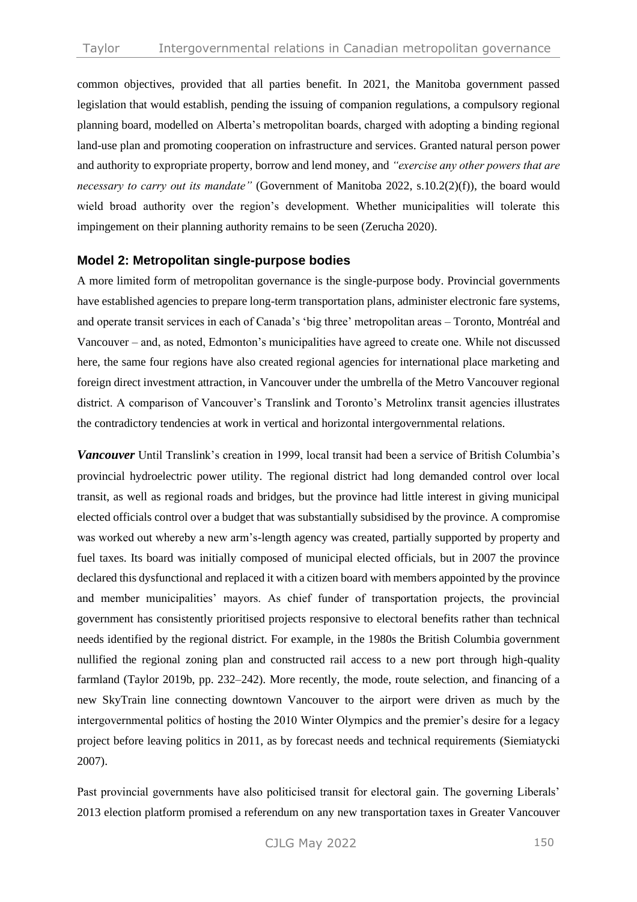common objectives, provided that all parties benefit. In 2021, the Manitoba government passed legislation that would establish, pending the issuing of companion regulations, a compulsory regional planning board, modelled on Alberta's metropolitan boards, charged with adopting a binding regional land-use plan and promoting cooperation on infrastructure and services. Granted natural person power and authority to expropriate property, borrow and lend money, and *"exercise any other powers that are necessary to carry out its mandate"* (Government of Manitoba 2022, s.10.2(2)(f)), the board would wield broad authority over the region's development. Whether municipalities will tolerate this impingement on their planning authority remains to be seen (Zerucha 2020).

### Model 2: Metropolitan single-purpose bodies

A more limited form of metropolitan governance is the single-purpose body. Provincial governments have established agencies to prepare long-term transportation plans, administer electronic fare systems, and operate transit services in each of Canada's 'big three' metropolitan areas – Toronto, Montréal and Vancouver – and, as noted, Edmonton's municipalities have agreed to create one. While not discussed here, the same four regions have also created regional agencies for international place marketing and foreign direct investment attraction, in Vancouver under the umbrella of the Metro Vancouver regional district. A comparison of Vancouver's Translink and Toronto's Metrolinx transit agencies illustrates the contradictory tendencies at work in vertical and horizontal intergovernmental relations.

***Vancouver*** Until Translink's creation in 1999, local transit had been a service of British Columbia's provincial hydroelectric power utility. The regional district had long demanded control over local transit, as well as regional roads and bridges, but the province had little interest in giving municipal elected officials control over a budget that was substantially subsidised by the province. A compromise was worked out whereby a new arm's-length agency was created, partially supported by property and fuel taxes. Its board was initially composed of municipal elected officials, but in 2007 the province declared this dysfunctional and replaced it with a citizen board with members appointed by the province and member municipalities' mayors. As chief funder of transportation projects, the provincial government has consistently prioritised projects responsive to electoral benefits rather than technical needs identified by the regional district. For example, in the 1980s the British Columbia government nullified the regional zoning plan and constructed rail access to a new port through high-quality farmland (Taylor 2019b, pp. 232–242). More recently, the mode, route selection, and financing of a new SkyTrain line connecting downtown Vancouver to the airport were driven as much by the intergovernmental politics of hosting the 2010 Winter Olympics and the premier's desire for a legacy project before leaving politics in 2011, as by forecast needs and technical requirements (Siemiatycki 2007).

Past provincial governments have also politicised transit for electoral gain. The governing Liberals' 2013 election platform promised a referendum on any new transportation taxes in Greater Vancouver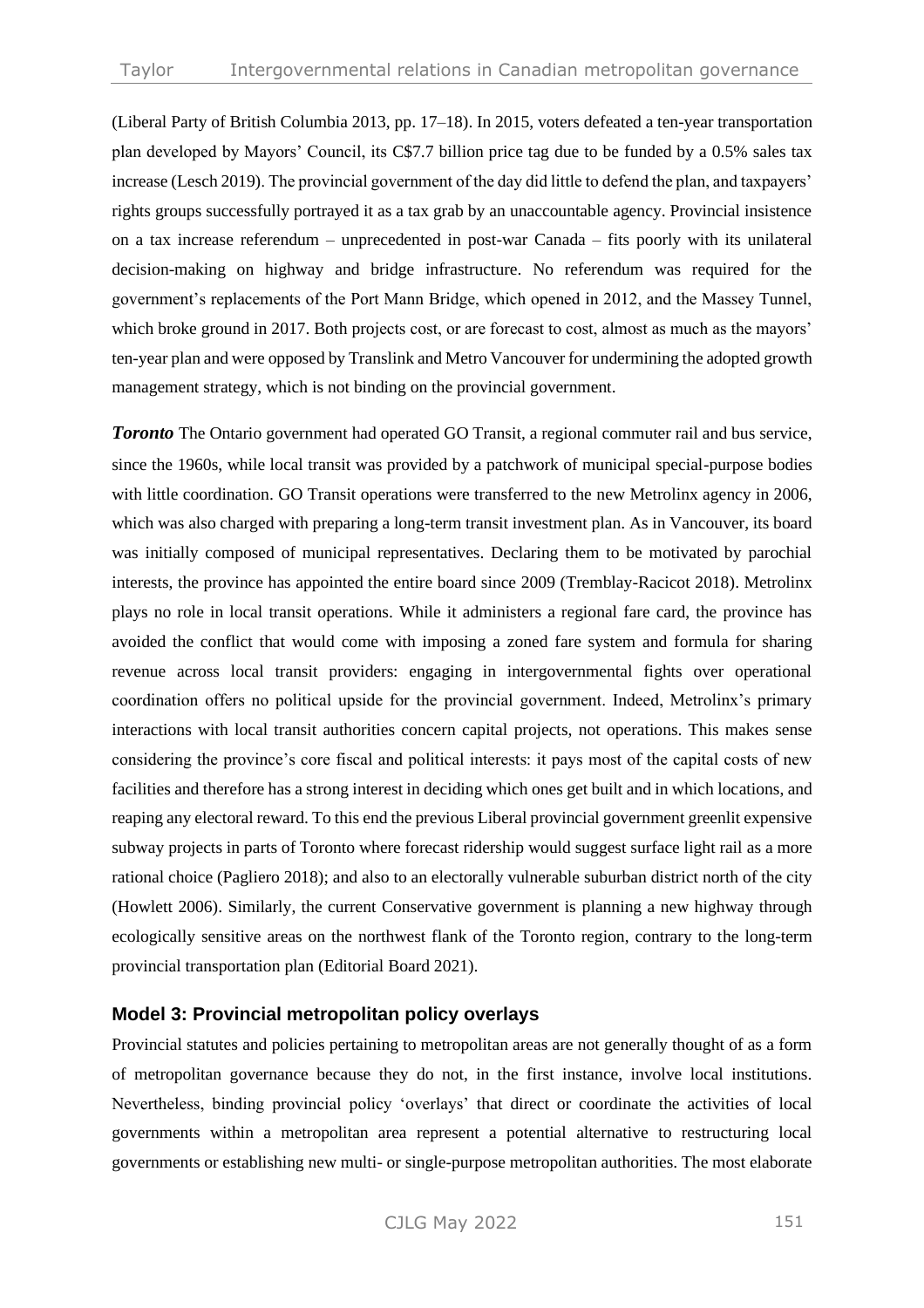(Liberal Party of British Columbia 2013, pp. 17–18). In 2015, voters defeated a ten-year transportation plan developed by Mayors' Council, its C$7.7 billion price tag due to be funded by a 0.5% sales tax increase (Lesch 2019). The provincial government of the day did little to defend the plan, and taxpayers' rights groups successfully portrayed it as a tax grab by an unaccountable agency. Provincial insistence on a tax increase referendum – unprecedented in post-war Canada – fits poorly with its unilateral decision-making on highway and bridge infrastructure. No referendum was required for the government's replacements of the Port Mann Bridge, which opened in 2012, and the Massey Tunnel, which broke ground in 2017. Both projects cost, or are forecast to cost, almost as much as the mayors' ten-year plan and were opposed by Translink and Metro Vancouver for undermining the adopted growth management strategy, which is not binding on the provincial government.

***Toronto*** The Ontario government had operated GO Transit, a regional commuter rail and bus service, since the 1960s, while local transit was provided by a patchwork of municipal special-purpose bodies with little coordination. GO Transit operations were transferred to the new Metrolinx agency in 2006, which was also charged with preparing a long-term transit investment plan. As in Vancouver, its board was initially composed of municipal representatives. Declaring them to be motivated by parochial interests, the province has appointed the entire board since 2009 (Tremblay-Racicot 2018). Metrolinx plays no role in local transit operations. While it administers a regional fare card, the province has avoided the conflict that would come with imposing a zoned fare system and formula for sharing revenue across local transit providers: engaging in intergovernmental fights over operational coordination offers no political upside for the provincial government. Indeed, Metrolinx's primary interactions with local transit authorities concern capital projects, not operations. This makes sense considering the province's core fiscal and political interests: it pays most of the capital costs of new facilities and therefore has a strong interest in deciding which ones get built and in which locations, and reaping any electoral reward. To this end the previous Liberal provincial government greenlit expensive subway projects in parts of Toronto where forecast ridership would suggest surface light rail as a more rational choice (Pagliero 2018); and also to an electorally vulnerable suburban district north of the city (Howlett 2006). Similarly, the current Conservative government is planning a new highway through ecologically sensitive areas on the northwest flank of the Toronto region, contrary to the long-term provincial transportation plan (Editorial Board 2021).

### Model 3: Provincial metropolitan policy overlays

Provincial statutes and policies pertaining to metropolitan areas are not generally thought of as a form of metropolitan governance because they do not, in the first instance, involve local institutions. Nevertheless, binding provincial policy 'overlays' that direct or coordinate the activities of local governments within a metropolitan area represent a potential alternative to restructuring local governments or establishing new multi- or single-purpose metropolitan authorities. The most elaborate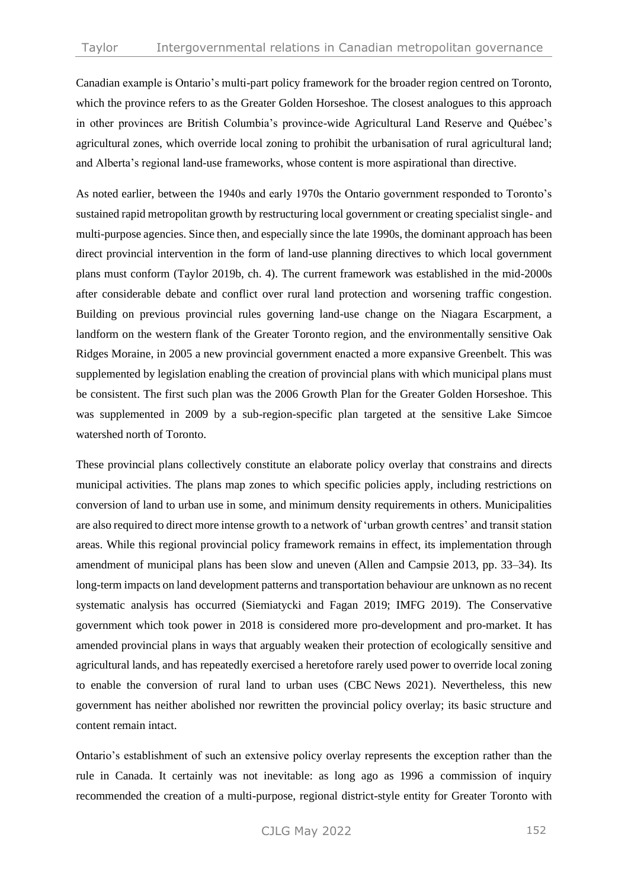Canadian example is Ontario's multi-part policy framework for the broader region centred on Toronto, which the province refers to as the Greater Golden Horseshoe. The closest analogues to this approach in other provinces are British Columbia's province-wide Agricultural Land Reserve and Québec's agricultural zones, which override local zoning to prohibit the urbanisation of rural agricultural land; and Alberta's regional land-use frameworks, whose content is more aspirational than directive.

As noted earlier, between the 1940s and early 1970s the Ontario government responded to Toronto's sustained rapid metropolitan growth by restructuring local government or creating specialist single- and multi-purpose agencies. Since then, and especially since the late 1990s, the dominant approach has been direct provincial intervention in the form of land-use planning directives to which local government plans must conform (Taylor 2019b, ch. 4). The current framework was established in the mid-2000s after considerable debate and conflict over rural land protection and worsening traffic congestion. Building on previous provincial rules governing land-use change on the Niagara Escarpment, a landform on the western flank of the Greater Toronto region, and the environmentally sensitive Oak Ridges Moraine, in 2005 a new provincial government enacted a more expansive Greenbelt. This was supplemented by legislation enabling the creation of provincial plans with which municipal plans must be consistent. The first such plan was the 2006 Growth Plan for the Greater Golden Horseshoe. This was supplemented in 2009 by a sub-region-specific plan targeted at the sensitive Lake Simcoe watershed north of Toronto.

These provincial plans collectively constitute an elaborate policy overlay that constrains and directs municipal activities. The plans map zones to which specific policies apply, including restrictions on conversion of land to urban use in some, and minimum density requirements in others. Municipalities are also required to direct more intense growth to a network of 'urban growth centres' and transit station areas. While this regional provincial policy framework remains in effect, its implementation through amendment of municipal plans has been slow and uneven (Allen and Campsie 2013, pp. 33–34). Its long-term impacts on land development patterns and transportation behaviour are unknown as no recent systematic analysis has occurred (Siemiatycki and Fagan 2019; IMFG 2019). The Conservative government which took power in 2018 is considered more pro-development and pro-market. It has amended provincial plans in ways that arguably weaken their protection of ecologically sensitive and agricultural lands, and has repeatedly exercised a heretofore rarely used power to override local zoning to enable the conversion of rural land to urban uses (CBC News 2021). Nevertheless, this new government has neither abolished nor rewritten the provincial policy overlay; its basic structure and content remain intact.

Ontario's establishment of such an extensive policy overlay represents the exception rather than the rule in Canada. It certainly was not inevitable: as long ago as 1996 a commission of inquiry recommended the creation of a multi-purpose, regional district-style entity for Greater Toronto with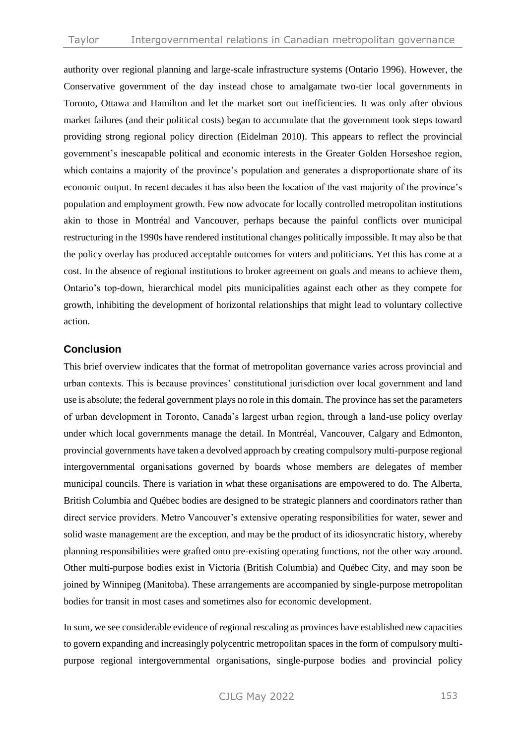authority over regional planning and large-scale infrastructure systems (Ontario 1996). However, the Conservative government of the day instead chose to amalgamate two-tier local governments in Toronto, Ottawa and Hamilton and let the market sort out inefficiencies. It was only after obvious market failures (and their political costs) began to accumulate that the government took steps toward providing strong regional policy direction (Eidelman 2010). This appears to reflect the provincial government's inescapable political and economic interests in the Greater Golden Horseshoe region, which contains a majority of the province's population and generates a disproportionate share of its economic output. In recent decades it has also been the location of the vast majority of the province's population and employment growth. Few now advocate for locally controlled metropolitan institutions akin to those in Montréal and Vancouver, perhaps because the painful conflicts over municipal restructuring in the 1990s have rendered institutional changes politically impossible. It may also be that the policy overlay has produced acceptable outcomes for voters and politicians. Yet this has come at a cost. In the absence of regional institutions to broker agreement on goals and means to achieve them, Ontario's top-down, hierarchical model pits municipalities against each other as they compete for growth, inhibiting the development of horizontal relationships that might lead to voluntary collective action.

## Conclusion

This brief overview indicates that the format of metropolitan governance varies across provincial and urban contexts. This is because provinces' constitutional jurisdiction over local government and land use is absolute; the federal government plays no role in this domain. The province has set the parameters of urban development in Toronto, Canada's largest urban region, through a land-use policy overlay under which local governments manage the detail. In Montréal, Vancouver, Calgary and Edmonton, provincial governments have taken a devolved approach by creating compulsory multi-purpose regional intergovernmental organisations governed by boards whose members are delegates of member municipal councils. There is variation in what these organisations are empowered to do. The Alberta, British Columbia and Québec bodies are designed to be strategic planners and coordinators rather than direct service providers. Metro Vancouver's extensive operating responsibilities for water, sewer and solid waste management are the exception, and may be the product of its idiosyncratic history, whereby planning responsibilities were grafted onto pre-existing operating functions, not the other way around. Other multi-purpose bodies exist in Victoria (British Columbia) and Québec City, and may soon be joined by Winnipeg (Manitoba). These arrangements are accompanied by single-purpose metropolitan bodies for transit in most cases and sometimes also for economic development.

In sum, we see considerable evidence of regional rescaling as provinces have established new capacities to govern expanding and increasingly polycentric metropolitan spaces in the form of compulsory multi-purpose regional intergovernmental organisations, single-purpose bodies and provincial policy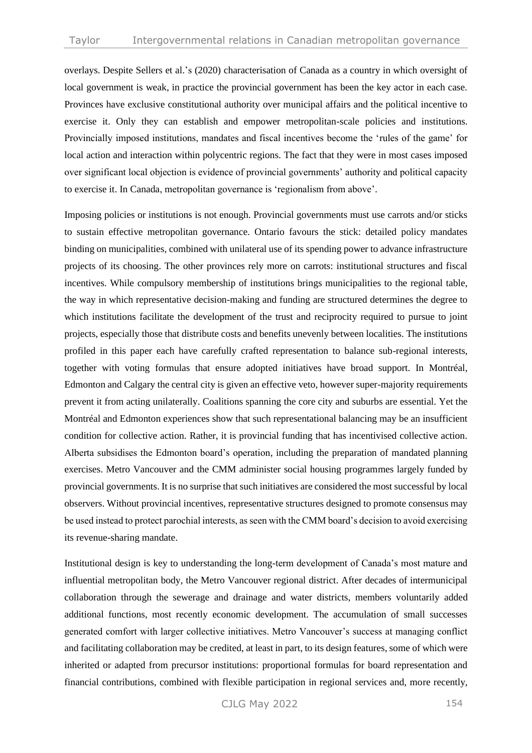overlays. Despite Sellers et al.'s (2020) characterisation of Canada as a country in which oversight of local government is weak, in practice the provincial government has been the key actor in each case. Provinces have exclusive constitutional authority over municipal affairs and the political incentive to exercise it. Only they can establish and empower metropolitan-scale policies and institutions. Provincially imposed institutions, mandates and fiscal incentives become the 'rules of the game' for local action and interaction within polycentric regions. The fact that they were in most cases imposed over significant local objection is evidence of provincial governments' authority and political capacity to exercise it. In Canada, metropolitan governance is 'regionalism from above'.

Imposing policies or institutions is not enough. Provincial governments must use carrots and/or sticks to sustain effective metropolitan governance. Ontario favours the stick: detailed policy mandates binding on municipalities, combined with unilateral use of its spending power to advance infrastructure projects of its choosing. The other provinces rely more on carrots: institutional structures and fiscal incentives. While compulsory membership of institutions brings municipalities to the regional table, the way in which representative decision-making and funding are structured determines the degree to which institutions facilitate the development of the trust and reciprocity required to pursue to joint projects, especially those that distribute costs and benefits unevenly between localities. The institutions profiled in this paper each have carefully crafted representation to balance sub-regional interests, together with voting formulas that ensure adopted initiatives have broad support. In Montréal, Edmonton and Calgary the central city is given an effective veto, however super-majority requirements prevent it from acting unilaterally. Coalitions spanning the core city and suburbs are essential. Yet the Montréal and Edmonton experiences show that such representational balancing may be an insufficient condition for collective action. Rather, it is provincial funding that has incentivised collective action. Alberta subsidises the Edmonton board's operation, including the preparation of mandated planning exercises. Metro Vancouver and the CMM administer social housing programmes largely funded by provincial governments. It is no surprise that such initiatives are considered the most successful by local observers. Without provincial incentives, representative structures designed to promote consensus may be used instead to protect parochial interests, as seen with the CMM board's decision to avoid exercising its revenue-sharing mandate.

Institutional design is key to understanding the long-term development of Canada's most mature and influential metropolitan body, the Metro Vancouver regional district. After decades of intermunicipal collaboration through the sewerage and drainage and water districts, members voluntarily added additional functions, most recently economic development. The accumulation of small successes generated comfort with larger collective initiatives. Metro Vancouver's success at managing conflict and facilitating collaboration may be credited, at least in part, to its design features, some of which were inherited or adapted from precursor institutions: proportional formulas for board representation and financial contributions, combined with flexible participation in regional services and, more recently,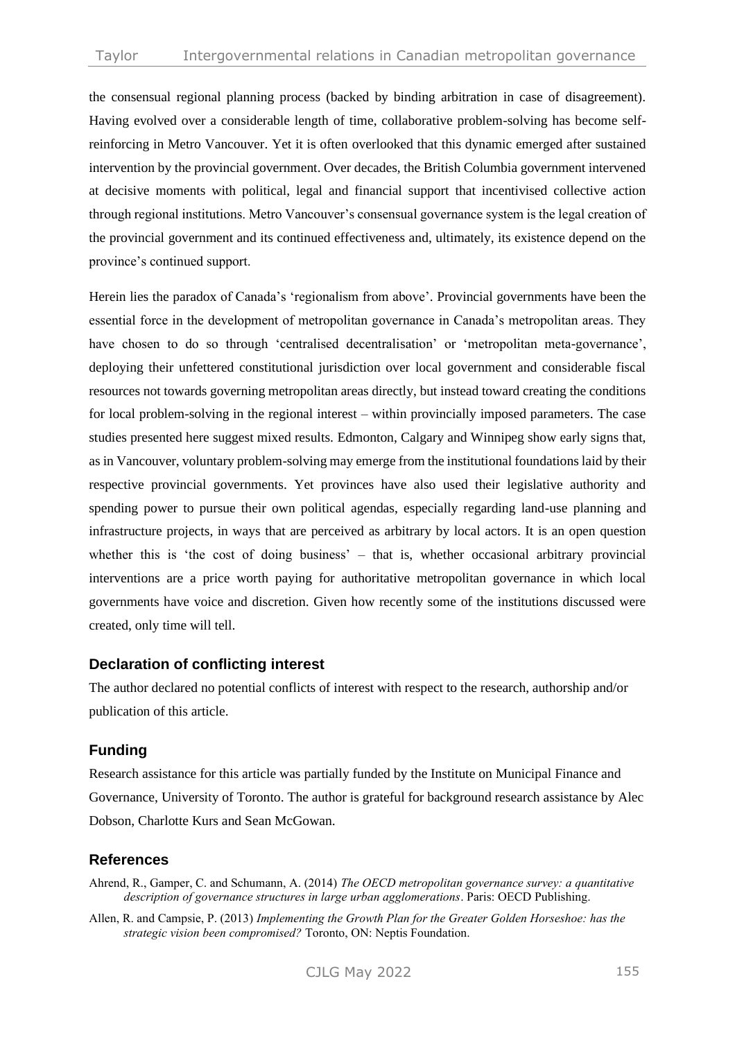the consensual regional planning process (backed by binding arbitration in case of disagreement). Having evolved over a considerable length of time, collaborative problem-solving has become self-reinforcing in Metro Vancouver. Yet it is often overlooked that this dynamic emerged after sustained intervention by the provincial government. Over decades, the British Columbia government intervened at decisive moments with political, legal and financial support that incentivised collective action through regional institutions. Metro Vancouver's consensual governance system is the legal creation of the provincial government and its continued effectiveness and, ultimately, its existence depend on the province's continued support.

Herein lies the paradox of Canada's 'regionalism from above'. Provincial governments have been the essential force in the development of metropolitan governance in Canada's metropolitan areas. They have chosen to do so through 'centralised decentralisation' or 'metropolitan meta-governance', deploying their unfettered constitutional jurisdiction over local government and considerable fiscal resources not towards governing metropolitan areas directly, but instead toward creating the conditions for local problem-solving in the regional interest – within provincially imposed parameters. The case studies presented here suggest mixed results. Edmonton, Calgary and Winnipeg show early signs that, as in Vancouver, voluntary problem-solving may emerge from the institutional foundations laid by their respective provincial governments. Yet provinces have also used their legislative authority and spending power to pursue their own political agendas, especially regarding land-use planning and infrastructure projects, in ways that are perceived as arbitrary by local actors. It is an open question whether this is 'the cost of doing business' – that is, whether occasional arbitrary provincial interventions are a price worth paying for authoritative metropolitan governance in which local governments have voice and discretion. Given how recently some of the institutions discussed were created, only time will tell.

## Declaration of conflicting interest

The author declared no potential conflicts of interest with respect to the research, authorship and/or publication of this article.

## Funding

Research assistance for this article was partially funded by the Institute on Municipal Finance and Governance, University of Toronto. The author is grateful for background research assistance by Alec Dobson, Charlotte Kurs and Sean McGowan.

## References

Ahrend, R., Gamper, C. and Schumann, A. (2014) *The OECD metropolitan governance survey: a quantitative description of governance structures in large urban agglomerations*. Paris: OECD Publishing.

Allen, R. and Campsie, P. (2013) *Implementing the Growth Plan for the Greater Golden Horseshoe: has the strategic vision been compromised?* Toronto, ON: Neptis Foundation.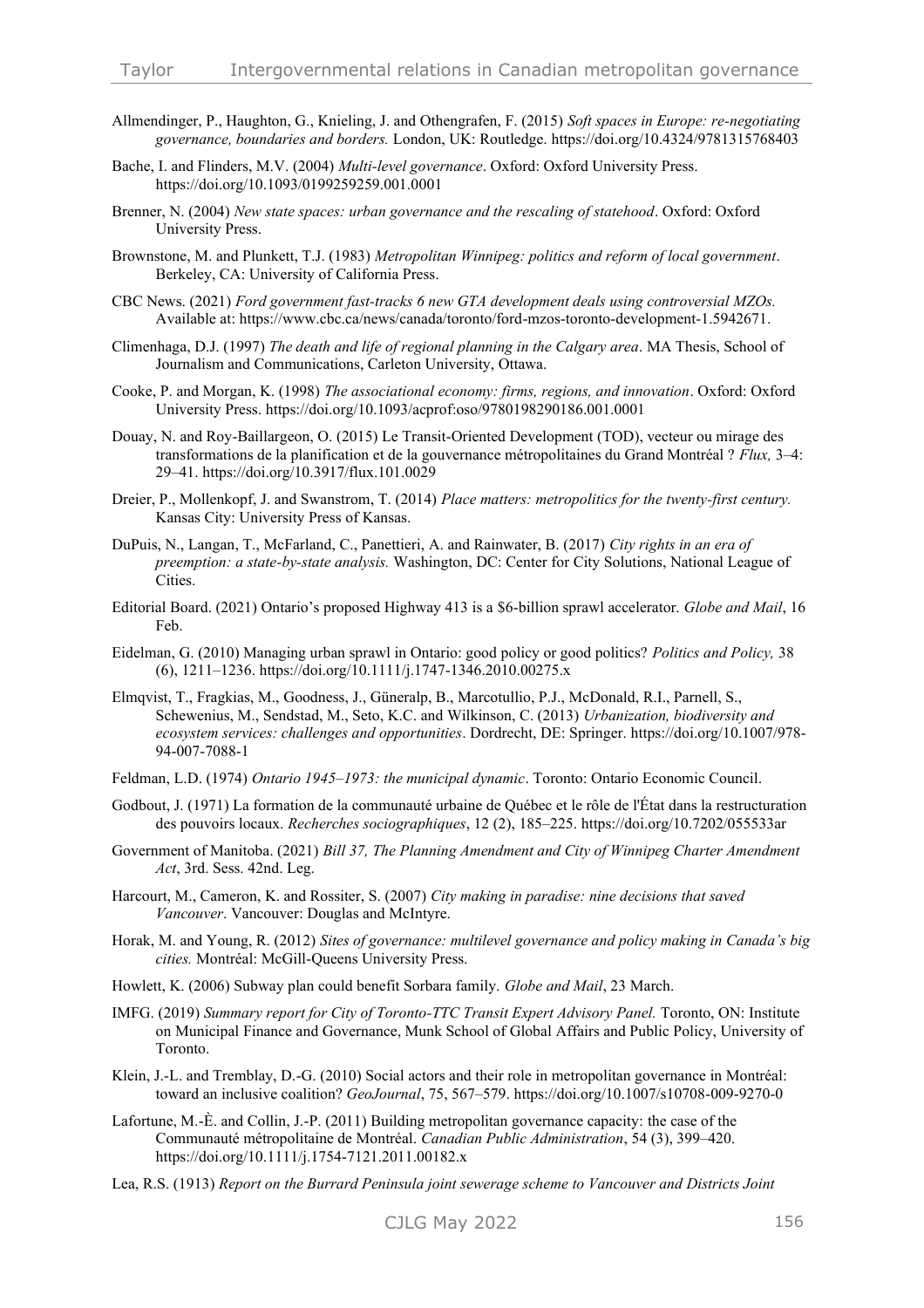Allmendinger, P., Haughton, G., Knieling, J. and Othengrafen, F. (2015) *Soft spaces in Europe: re-negotiating governance, boundaries and borders.* London, UK: Routledge. https://doi.org/10.4324/9781315768403

Bache, I. and Flinders, M.V. (2004) *Multi-level governance*. Oxford: Oxford University Press. https://doi.org/10.1093/0199259259.001.0001

Brenner, N. (2004) *New state spaces: urban governance and the rescaling of statehood*. Oxford: Oxford University Press.

Brownstone, M. and Plunkett, T.J. (1983) *Metropolitan Winnipeg: politics and reform of local government*. Berkeley, CA: University of California Press.

CBC News. (2021) *Ford government fast-tracks 6 new GTA development deals using controversial MZOs.* Available at: https://www.cbc.ca/news/canada/toronto/ford-mzos-toronto-development-1.5942671.

Climenhaga, D.J. (1997) *The death and life of regional planning in the Calgary area*. MA Thesis, School of Journalism and Communications, Carleton University, Ottawa.

Cooke, P. and Morgan, K. (1998) *The associational economy: firms, regions, and innovation*. Oxford: Oxford University Press. https://doi.org/10.1093/acprof:oso/9780198290186.001.0001

Douay, N. and Roy-Baillargeon, O. (2015) Le Transit-Oriented Development (TOD), vecteur ou mirage des transformations de la planification et de la gouvernance métropolitaines du Grand Montréal ? *Flux,* 3–4: 29–41. https://doi.org/10.3917/flux.101.0029

Dreier, P., Mollenkopf, J. and Swanstrom, T. (2014) *Place matters: metropolitics for the twenty-first century.* Kansas City: University Press of Kansas.

DuPuis, N., Langan, T., McFarland, C., Panettieri, A. and Rainwater, B. (2017) *City rights in an era of preemption: a state-by-state analysis.* Washington, DC: Center for City Solutions, National League of Cities.

Editorial Board. (2021) Ontario's proposed Highway 413 is a $6-billion sprawl accelerator. *Globe and Mail*, 16 Feb.

Eidelman, G. (2010) Managing urban sprawl in Ontario: good policy or good politics? *Politics and Policy,* 38 (6), 1211–1236. https://doi.org/10.1111/j.1747-1346.2010.00275.x

Elmqvist, T., Fragkias, M., Goodness, J., Güneralp, B., Marcotullio, P.J., McDonald, R.I., Parnell, S., Schewenius, M., Sendstad, M., Seto, K.C. and Wilkinson, C. (2013) *Urbanization, biodiversity and ecosystem services: challenges and opportunities*. Dordrecht, DE: Springer. https://doi.org/10.1007/978-94-007-7088-1

Feldman, L.D. (1974) *Ontario 1945–1973: the municipal dynamic*. Toronto: Ontario Economic Council.

Godbout, J. (1971) La formation de la communauté urbaine de Québec et le rôle de l'État dans la restructuration des pouvoirs locaux. *Recherches sociographiques*, 12 (2), 185–225. https://doi.org/10.7202/055533ar

Government of Manitoba. (2021) *Bill 37, The Planning Amendment and City of Winnipeg Charter Amendment Act*, 3rd. Sess. 42nd. Leg.

Harcourt, M., Cameron, K. and Rossiter, S. (2007) *City making in paradise: nine decisions that saved Vancouver*. Vancouver: Douglas and McIntyre.

Horak, M. and Young, R. (2012) *Sites of governance: multilevel governance and policy making in Canada's big cities.* Montréal: McGill-Queens University Press.

Howlett, K. (2006) Subway plan could benefit Sorbara family. *Globe and Mail*, 23 March.

IMFG. (2019) *Summary report for City of Toronto-TTC Transit Expert Advisory Panel.* Toronto, ON: Institute on Municipal Finance and Governance, Munk School of Global Affairs and Public Policy, University of Toronto.

Klein, J.-L. and Tremblay, D.-G. (2010) Social actors and their role in metropolitan governance in Montréal: toward an inclusive coalition? *GeoJournal*, 75, 567–579. https://doi.org/10.1007/s10708-009-9270-0

Lafortune, M.-È. and Collin, J.-P. (2011) Building metropolitan governance capacity: the case of the Communauté métropolitaine de Montréal. *Canadian Public Administration*, 54 (3), 399–420. https://doi.org/10.1111/j.1754-7121.2011.00182.x

Lea, R.S. (1913) *Report on the Burrard Peninsula joint sewerage scheme to Vancouver and Districts Joint*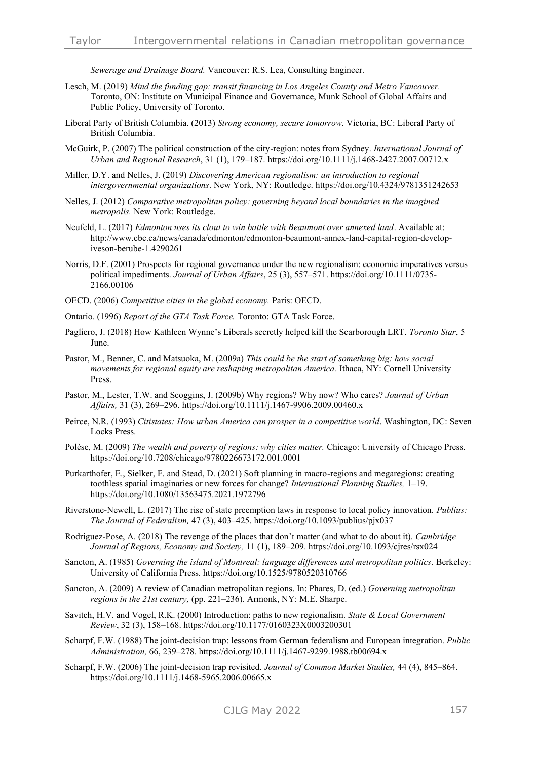*Sewerage and Drainage Board.* Vancouver: R.S. Lea, Consulting Engineer.

Lesch, M. (2019) *Mind the funding gap: transit financing in Los Angeles County and Metro Vancouver.* Toronto, ON: Institute on Municipal Finance and Governance, Munk School of Global Affairs and Public Policy, University of Toronto.

Liberal Party of British Columbia. (2013) *Strong economy, secure tomorrow.* Victoria, BC: Liberal Party of British Columbia.

McGuirk, P. (2007) The political construction of the city-region: notes from Sydney. *International Journal of Urban and Regional Research*, 31 (1), 179–187. https://doi.org/10.1111/j.1468-2427.2007.00712.x

Miller, D.Y. and Nelles, J. (2019) *Discovering American regionalism: an introduction to regional intergovernmental organizations*. New York, NY: Routledge. https://doi.org/10.4324/9781351242653

Nelles, J. (2012) *Comparative metropolitan policy: governing beyond local boundaries in the imagined metropolis.* New York: Routledge.

Neufeld, L. (2017) *Edmonton uses its clout to win battle with Beaumont over annexed land*. Available at: http://www.cbc.ca/news/canada/edmonton/edmonton-beaumont-annex-land-capital-region-develop-iveson-berube-1.4290261

Norris, D.F. (2001) Prospects for regional governance under the new regionalism: economic imperatives versus political impediments. *Journal of Urban Affairs*, 25 (3), 557–571. https://doi.org/10.1111/0735-2166.00106

OECD. (2006) *Competitive cities in the global economy.* Paris: OECD.

Ontario. (1996) *Report of the GTA Task Force.* Toronto: GTA Task Force.

Pagliero, J. (2018) How Kathleen Wynne's Liberals secretly helped kill the Scarborough LRT. *Toronto Star*, 5 June.

Pastor, M., Benner, C. and Matsuoka, M. (2009a) *This could be the start of something big: how social movements for regional equity are reshaping metropolitan America*. Ithaca, NY: Cornell University Press.

Pastor, M., Lester, T.W. and Scoggins, J. (2009b) Why regions? Why now? Who cares? *Journal of Urban Affairs,* 31 (3), 269–296. https://doi.org/10.1111/j.1467-9906.2009.00460.x

Peirce, N.R. (1993) *Citistates: How urban America can prosper in a competitive world*. Washington, DC: Seven Locks Press.

Polèse, M. (2009) *The wealth and poverty of regions: why cities matter.* Chicago: University of Chicago Press. https://doi.org/10.7208/chicago/9780226673172.001.0001

Purkarthofer, E., Sielker, F. and Stead, D. (2021) Soft planning in macro-regions and megaregions: creating toothless spatial imaginaries or new forces for change? *International Planning Studies,* 1–19. https://doi.org/10.1080/13563475.2021.1972796

Riverstone-Newell, L. (2017) The rise of state preemption laws in response to local policy innovation. *Publius: The Journal of Federalism,* 47 (3), 403–425. https://doi.org/10.1093/publius/pjx037

Rodríguez-Pose, A. (2018) The revenge of the places that don't matter (and what to do about it). *Cambridge Journal of Regions, Economy and Society,* 11 (1), 189–209. https://doi.org/10.1093/cjres/rsx024

Sancton, A. (1985) *Governing the island of Montreal: language differences and metropolitan politics*. Berkeley: University of California Press. https://doi.org/10.1525/9780520310766

Sancton, A. (2009) A review of Canadian metropolitan regions. In: Phares, D. (ed.) *Governing metropolitan regions in the 21st century,* (pp. 221–236). Armonk, NY: M.E. Sharpe.

Savitch, H.V. and Vogel, R.K. (2000) Introduction: paths to new regionalism. *State & Local Government Review*, 32 (3), 158–168. https://doi.org/10.1177/0160323X0003200301

Scharpf, F.W. (1988) The joint-decision trap: lessons from German federalism and European integration. *Public Administration,* 66, 239–278. https://doi.org/10.1111/j.1467-9299.1988.tb00694.x

Scharpf, F.W. (2006) The joint-decision trap revisited. *Journal of Common Market Studies,* 44 (4), 845–864. https://doi.org/10.1111/j.1468-5965.2006.00665.x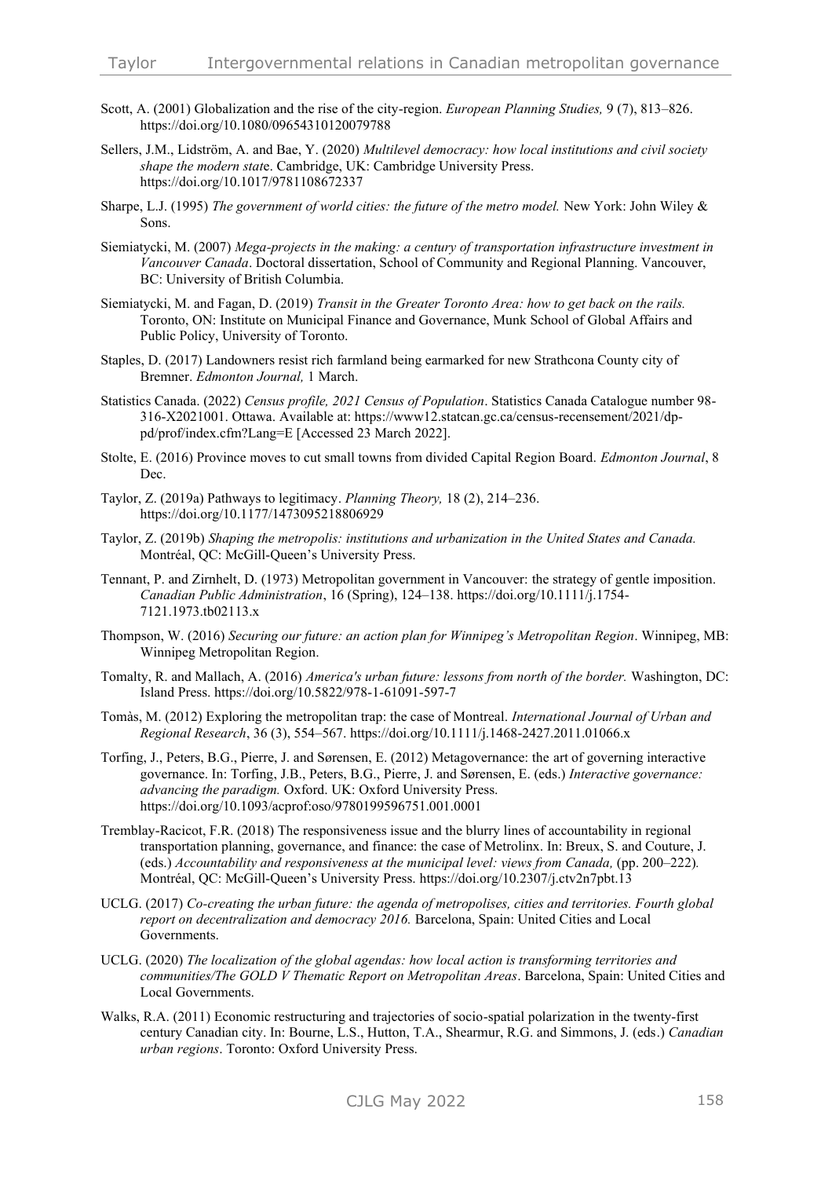Scott, A. (2001) Globalization and the rise of the city-region. *European Planning Studies,* 9 (7), 813–826. https://doi.org/10.1080/09654310120079788

Sellers, J.M., Lidström, A. and Bae, Y. (2020) *Multilevel democracy: how local institutions and civil society shape the modern stat*e. Cambridge, UK: Cambridge University Press. https://doi.org/10.1017/9781108672337

Sharpe, L.J. (1995) *The government of world cities: the future of the metro model.* New York: John Wiley & Sons.

Siemiatycki, M. (2007) *Mega-projects in the making: a century of transportation infrastructure investment in Vancouver Canada*. Doctoral dissertation, School of Community and Regional Planning. Vancouver, BC: University of British Columbia.

Siemiatycki, M. and Fagan, D. (2019) *Transit in the Greater Toronto Area: how to get back on the rails.* Toronto, ON: Institute on Municipal Finance and Governance, Munk School of Global Affairs and Public Policy, University of Toronto.

Staples, D. (2017) Landowners resist rich farmland being earmarked for new Strathcona County city of Bremner. *Edmonton Journal,* 1 March.

Statistics Canada. (2022) *Census profile, 2021 Census of Population*. Statistics Canada Catalogue number 98-316-X2021001. Ottawa. Available at: https://www12.statcan.gc.ca/census-recensement/2021/dp-pd/prof/index.cfm?Lang=E [Accessed 23 March 2022].

Stolte, E. (2016) Province moves to cut small towns from divided Capital Region Board. *Edmonton Journal*, 8 Dec.

Taylor, Z. (2019a) Pathways to legitimacy. *Planning Theory,* 18 (2), 214–236. https://doi.org/10.1177/1473095218806929

Taylor, Z. (2019b) *Shaping the metropolis: institutions and urbanization in the United States and Canada.* Montréal, QC: McGill-Queen's University Press.

Tennant, P. and Zirnhelt, D. (1973) Metropolitan government in Vancouver: the strategy of gentle imposition. *Canadian Public Administration*, 16 (Spring), 124–138. https://doi.org/10.1111/j.1754-7121.1973.tb02113.x

Thompson, W. (2016) *Securing our future: an action plan for Winnipeg's Metropolitan Region*. Winnipeg, MB: Winnipeg Metropolitan Region.

Tomalty, R. and Mallach, A. (2016) *America's urban future: lessons from north of the border.* Washington, DC: Island Press. https://doi.org/10.5822/978-1-61091-597-7

Tomàs, M. (2012) Exploring the metropolitan trap: the case of Montreal. *International Journal of Urban and Regional Research*, 36 (3), 554–567. https://doi.org/10.1111/j.1468-2427.2011.01066.x

Torfing, J., Peters, B.G., Pierre, J. and Sørensen, E. (2012) Metagovernance: the art of governing interactive governance. In: Torfing, J.B., Peters, B.G., Pierre, J. and Sørensen, E. (eds.) *Interactive governance: advancing the paradigm.* Oxford. UK: Oxford University Press. https://doi.org/10.1093/acprof:oso/9780199596751.001.0001

Tremblay-Racicot, F.R. (2018) The responsiveness issue and the blurry lines of accountability in regional transportation planning, governance, and finance: the case of Metrolinx. In: Breux, S. and Couture, J. (eds.) *Accountability and responsiveness at the municipal level: views from Canada,* (pp. 200–222)*.* Montréal, QC: McGill-Queen's University Press. https://doi.org/10.2307/j.ctv2n7pbt.13

UCLG. (2017) *Co-creating the urban future: the agenda of metropolises, cities and territories. Fourth global report on decentralization and democracy 2016.* Barcelona, Spain: United Cities and Local Governments.

UCLG. (2020) *The localization of the global agendas: how local action is transforming territories and communities/The GOLD V Thematic Report on Metropolitan Areas*. Barcelona, Spain: United Cities and Local Governments.

Walks, R.A. (2011) Economic restructuring and trajectories of socio-spatial polarization in the twenty-first century Canadian city. In: Bourne, L.S., Hutton, T.A., Shearmur, R.G. and Simmons, J. (eds.) *Canadian urban regions*. Toronto: Oxford University Press.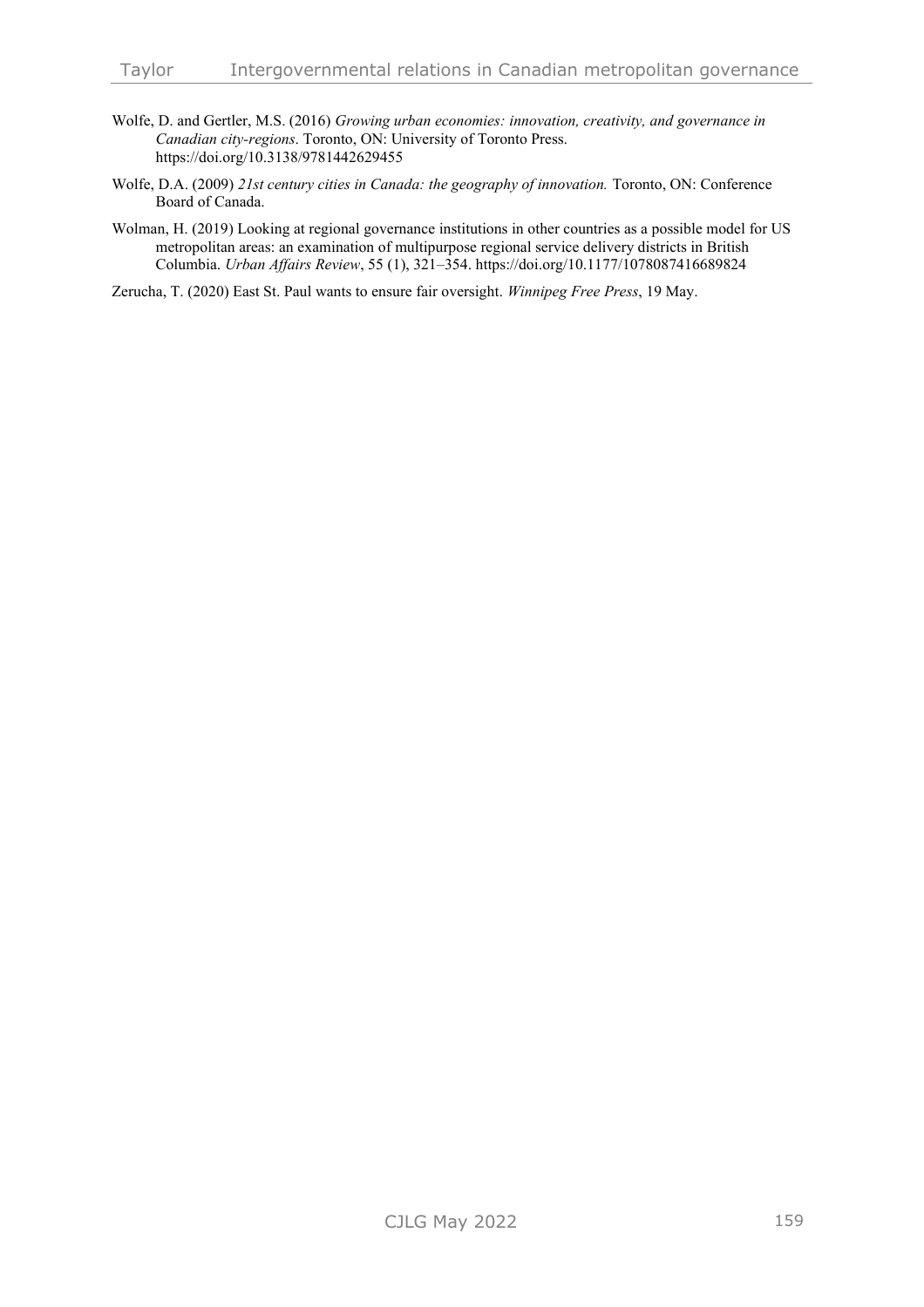Wolfe, D. and Gertler, M.S. (2016) *Growing urban economies: innovation, creativity, and governance in Canadian city-regions*. Toronto, ON: University of Toronto Press. https://doi.org/10.3138/9781442629455

Wolfe, D.A. (2009) *21st century cities in Canada: the geography of innovation.* Toronto, ON: Conference Board of Canada.

Wolman, H. (2019) Looking at regional governance institutions in other countries as a possible model for US metropolitan areas: an examination of multipurpose regional service delivery districts in British Columbia. *Urban Affairs Review*, 55 (1), 321–354. https://doi.org/10.1177/1078087416689824

Zerucha, T. (2020) East St. Paul wants to ensure fair oversight. *Winnipeg Free Press*, 19 May.